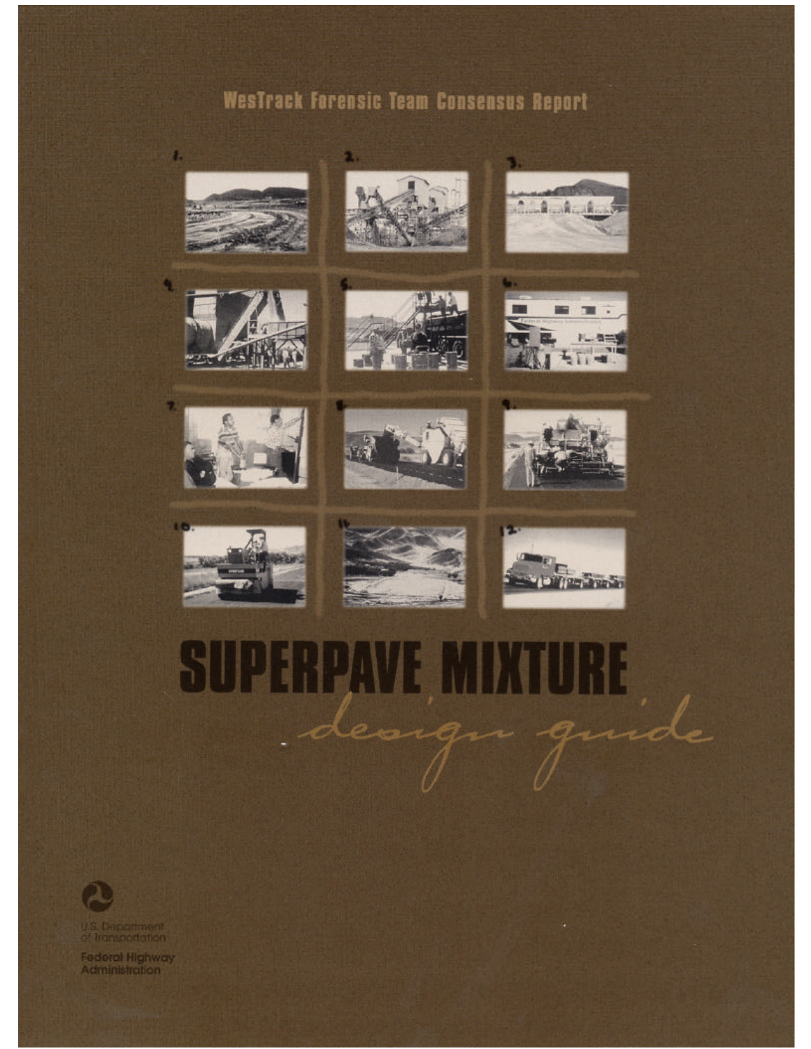WesTrack Forensic Team Consensus Report

# SUPERPAVE MIXTURE

## *design guide*

U.S. Department of Transportation

Federal Highway Administration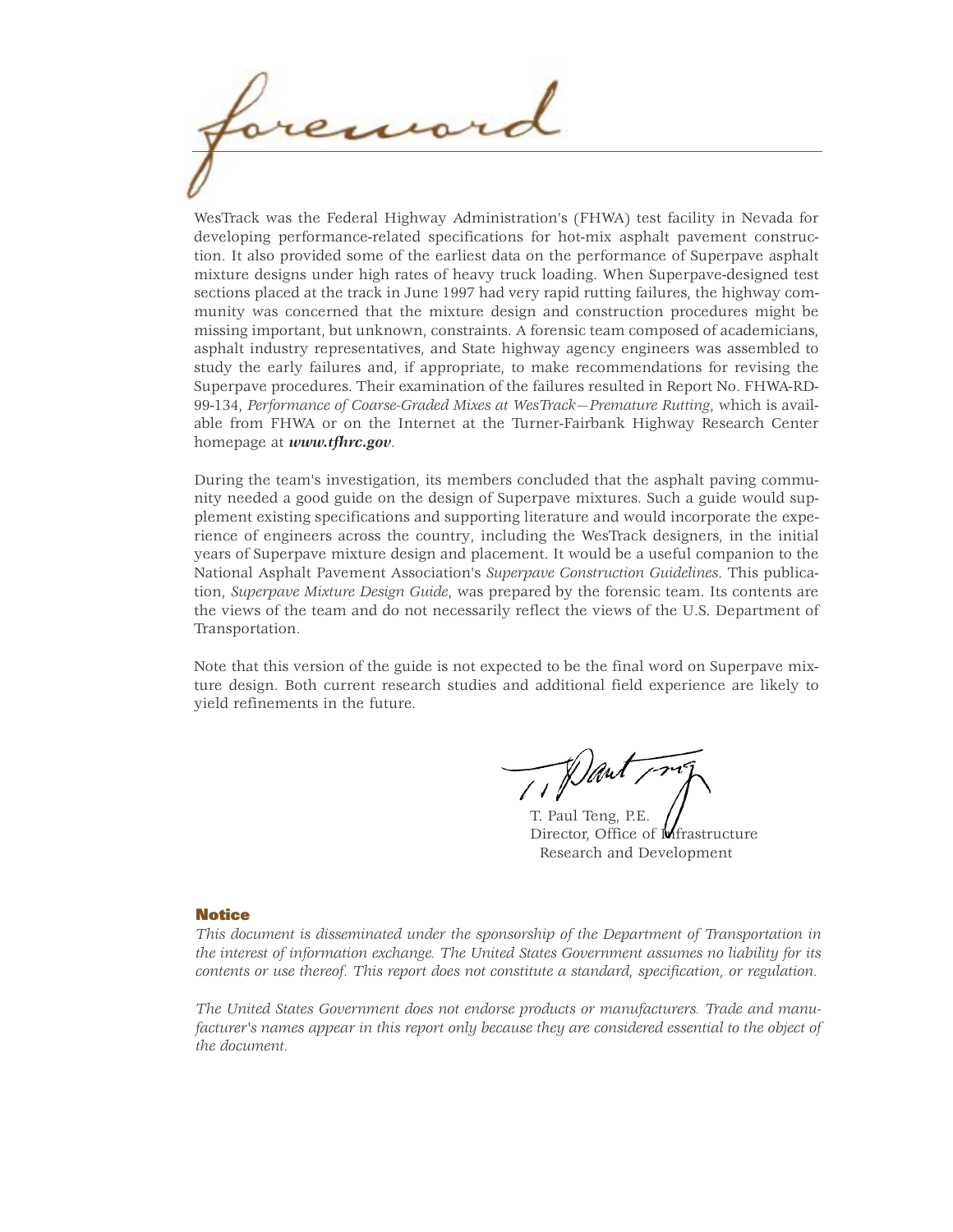# foreword

WesTrack was the Federal Highway Administration's (FHWA) test facility in Nevada for developing performance-related specifications for hot-mix asphalt pavement construction. It also provided some of the earliest data on the performance of Superpave asphalt mixture designs under high rates of heavy truck loading. When Superpave-designed test sections placed at the track in June 1997 had very rapid rutting failures, the highway community was concerned that the mixture design and construction procedures might be missing important, but unknown, constraints. A forensic team composed of academicians, asphalt industry representatives, and State highway agency engineers was assembled to study the early failures and, if appropriate, to make recommendations for revising the Superpave procedures. Their examination of the failures resulted in Report No. FHWA-RD-99-134, *Performance of Coarse-Graded Mixes at WesTrack—Premature Rutting*, which is available from FHWA or on the Internet at the Turner-Fairbank Highway Research Center homepage at ***www.tfhrc.gov***.

During the team's investigation, its members concluded that the asphalt paving community needed a good guide on the design of Superpave mixtures. Such a guide would supplement existing specifications and supporting literature and would incorporate the experience of engineers across the country, including the WesTrack designers, in the initial years of Superpave mixture design and placement. It would be a useful companion to the National Asphalt Pavement Association's *Superpave Construction Guidelines*. This publication, *Superpave Mixture Design Guide*, was prepared by the forensic team. Its contents are the views of the team and do not necessarily reflect the views of the U.S. Department of Transportation.

Note that this version of the guide is not expected to be the final word on Superpave mixture design. Both current research studies and additional field experience are likely to yield refinements in the future.

T. Paul Teng, P.E.
Director, Office of Infrastructure
Research and Development

**Notice**

*This document is disseminated under the sponsorship of the Department of Transportation in the interest of information exchange. The United States Government assumes no liability for its contents or use thereof. This report does not constitute a standard, specification, or regulation.*

*The United States Government does not endorse products or manufacturers. Trade and manufacturer's names appear in this report only because they are considered essential to the object of the document.*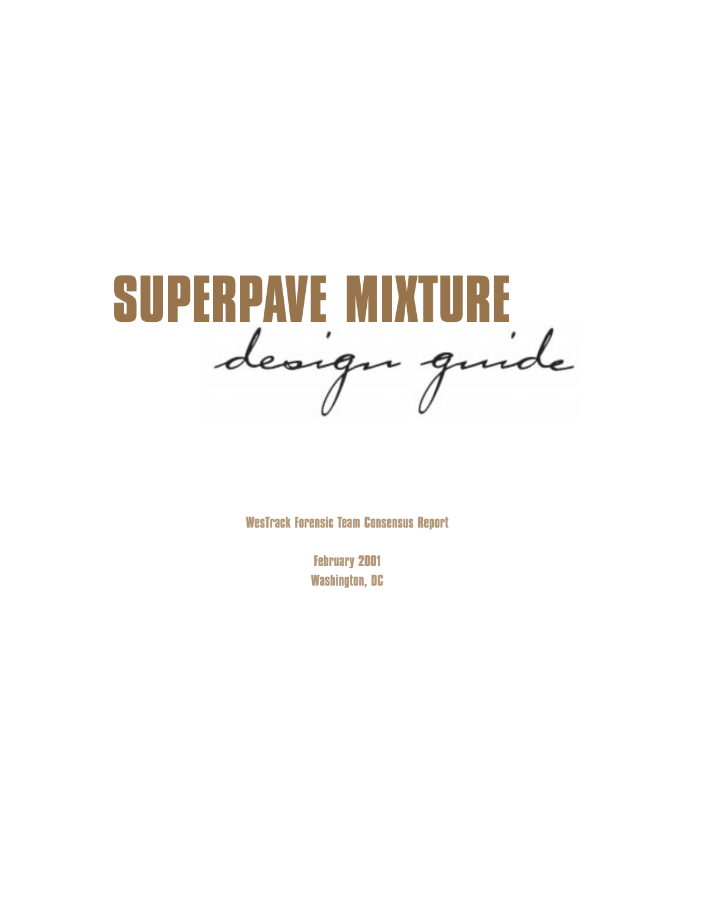# SUPERPAVE MIXTURE

## design guide

**WesTrack Forensic Team Consensus Report**

**February 2001**
**Washington, DC**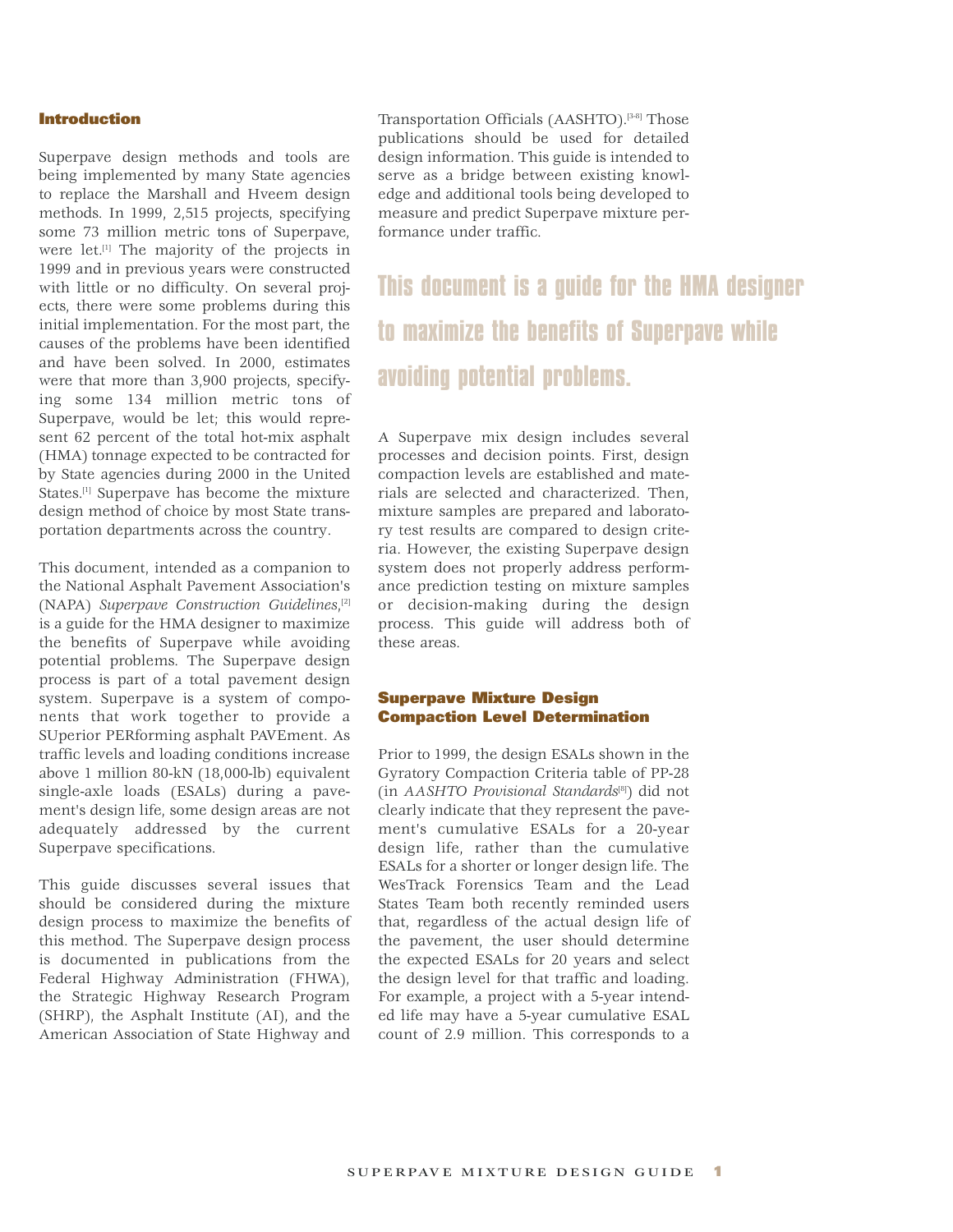## Introduction

Superpave design methods and tools are being implemented by many State agencies to replace the Marshall and Hveem design methods. In 1999, 2,515 projects, specifying some 73 million metric tons of Superpave, were let.[1] The majority of the projects in 1999 and in previous years were constructed with little or no difficulty. On several projects, there were some problems during this initial implementation. For the most part, the causes of the problems have been identified and have been solved. In 2000, estimates were that more than 3,900 projects, specifying some 134 million metric tons of Superpave, would be let; this would represent 62 percent of the total hot-mix asphalt (HMA) tonnage expected to be contracted for by State agencies during 2000 in the United States.[1] Superpave has become the mixture design method of choice by most State transportation departments across the country.

This document, intended as a companion to the National Asphalt Pavement Association's (NAPA) *Superpave Construction Guidelines*,[2] is a guide for the HMA designer to maximize the benefits of Superpave while avoiding potential problems. The Superpave design process is part of a total pavement design system. Superpave is a system of components that work together to provide a SUperior PERforming asphalt PAVEment. As traffic levels and loading conditions increase above 1 million 80-kN (18,000-lb) equivalent single-axle loads (ESALs) during a pavement's design life, some design areas are not adequately addressed by the current Superpave specifications.

This guide discusses several issues that should be considered during the mixture design process to maximize the benefits of this method. The Superpave design process is documented in publications from the Federal Highway Administration (FHWA), the Strategic Highway Research Program (SHRP), the Asphalt Institute (AI), and the American Association of State Highway and Transportation Officials (AASHTO).[3-8] Those publications should be used for detailed design information. This guide is intended to serve as a bridge between existing knowledge and additional tools being developed to measure and predict Superpave mixture performance under traffic.

**This document is a guide for the HMA designer to maximize the benefits of Superpave while avoiding potential problems.**

A Superpave mix design includes several processes and decision points. First, design compaction levels are established and materials are selected and characterized. Then, mixture samples are prepared and laboratory test results are compared to design criteria. However, the existing Superpave design system does not properly address performance prediction testing on mixture samples or decision-making during the design process. This guide will address both of these areas.

## Superpave Mixture Design Compaction Level Determination

Prior to 1999, the design ESALs shown in the Gyratory Compaction Criteria table of PP-28 (in *AASHTO Provisional Standards*[8]) did not clearly indicate that they represent the pavement's cumulative ESALs for a 20-year design life, rather than the cumulative ESALs for a shorter or longer design life. The WesTrack Forensics Team and the Lead States Team both recently reminded users that, regardless of the actual design life of the pavement, the user should determine the expected ESALs for 20 years and select the design level for that traffic and loading. For example, a project with a 5-year intended life may have a 5-year cumulative ESAL count of 2.9 million. This corresponds to a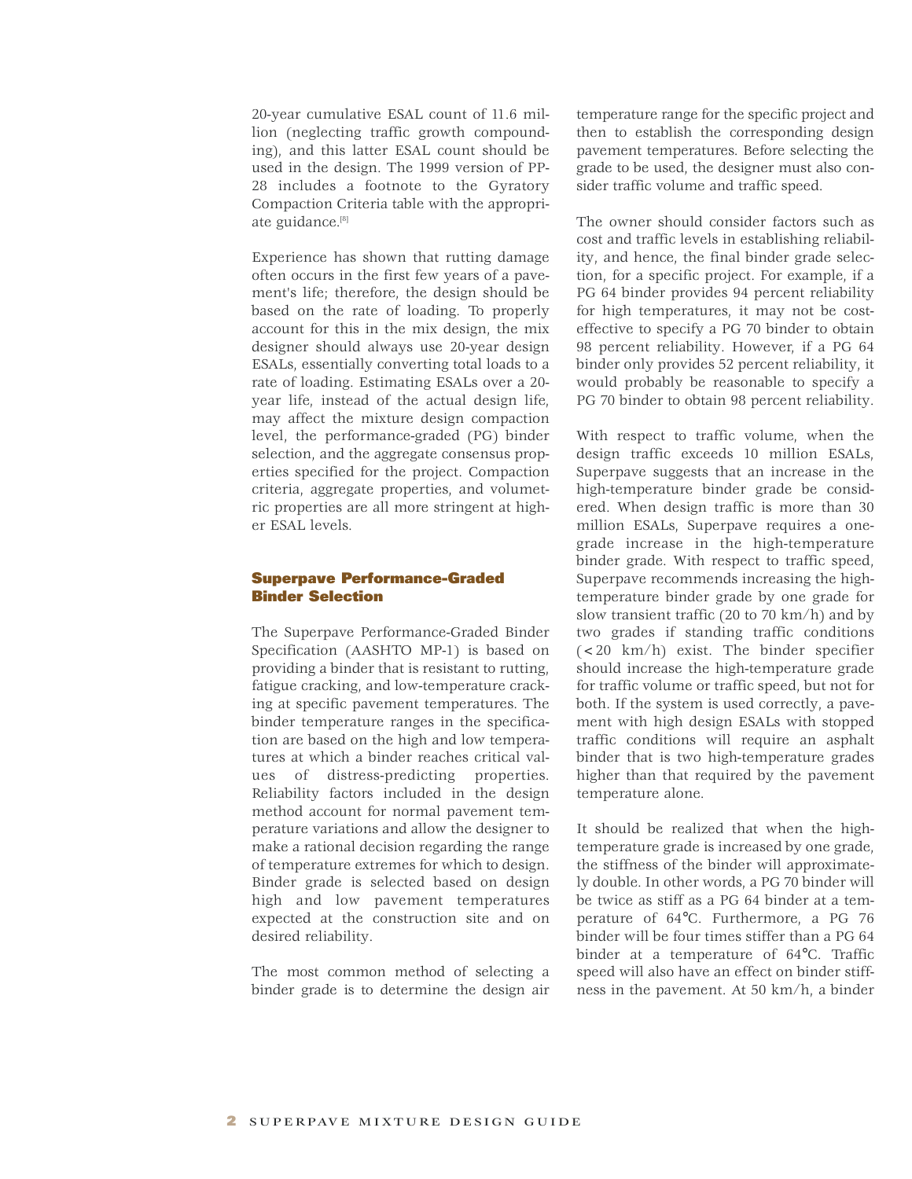20-year cumulative ESAL count of 11.6 million (neglecting traffic growth compounding), and this latter ESAL count should be used in the design. The 1999 version of PP-28 includes a footnote to the Gyratory Compaction Criteria table with the appropriate guidance.[8]

Experience has shown that rutting damage often occurs in the first few years of a pavement's life; therefore, the design should be based on the rate of loading. To properly account for this in the mix design, the mix designer should always use 20-year design ESALs, essentially converting total loads to a rate of loading. Estimating ESALs over a 20-year life, instead of the actual design life, may affect the mixture design compaction level, the performance-graded (PG) binder selection, and the aggregate consensus properties specified for the project. Compaction criteria, aggregate properties, and volumetric properties are all more stringent at higher ESAL levels.

## Superpave Performance-Graded Binder Selection

The Superpave Performance-Graded Binder Specification (AASHTO MP-1) is based on providing a binder that is resistant to rutting, fatigue cracking, and low-temperature cracking at specific pavement temperatures. The binder temperature ranges in the specification are based on the high and low temperatures at which a binder reaches critical values of distress-predicting properties. Reliability factors included in the design method account for normal pavement temperature variations and allow the designer to make a rational decision regarding the range of temperature extremes for which to design. Binder grade is selected based on design high and low pavement temperatures expected at the construction site and on desired reliability.

The most common method of selecting a binder grade is to determine the design air temperature range for the specific project and then to establish the corresponding design pavement temperatures. Before selecting the grade to be used, the designer must also consider traffic volume and traffic speed.

The owner should consider factors such as cost and traffic levels in establishing reliability, and hence, the final binder grade selection, for a specific project. For example, if a PG 64 binder provides 94 percent reliability for high temperatures, it may not be cost-effective to specify a PG 70 binder to obtain 98 percent reliability. However, if a PG 64 binder only provides 52 percent reliability, it would probably be reasonable to specify a PG 70 binder to obtain 98 percent reliability.

With respect to traffic volume, when the design traffic exceeds 10 million ESALs, Superpave suggests that an increase in the high-temperature binder grade be considered. When design traffic is more than 30 million ESALs, Superpave requires a one-grade increase in the high-temperature binder grade. With respect to traffic speed, Superpave recommends increasing the high-temperature binder grade by one grade for slow transient traffic (20 to 70 km/h) and by two grades if standing traffic conditions (< 20 km/h) exist. The binder specifier should increase the high-temperature grade for traffic volume or traffic speed, but not for both. If the system is used correctly, a pavement with high design ESALs with stopped traffic conditions will require an asphalt binder that is two high-temperature grades higher than that required by the pavement temperature alone.

It should be realized that when the high-temperature grade is increased by one grade, the stiffness of the binder will approximately double. In other words, a PG 70 binder will be twice as stiff as a PG 64 binder at a temperature of 64°C. Furthermore, a PG 76 binder will be four times stiffer than a PG 64 binder at a temperature of 64°C. Traffic speed will also have an effect on binder stiffness in the pavement. At 50 km/h, a binder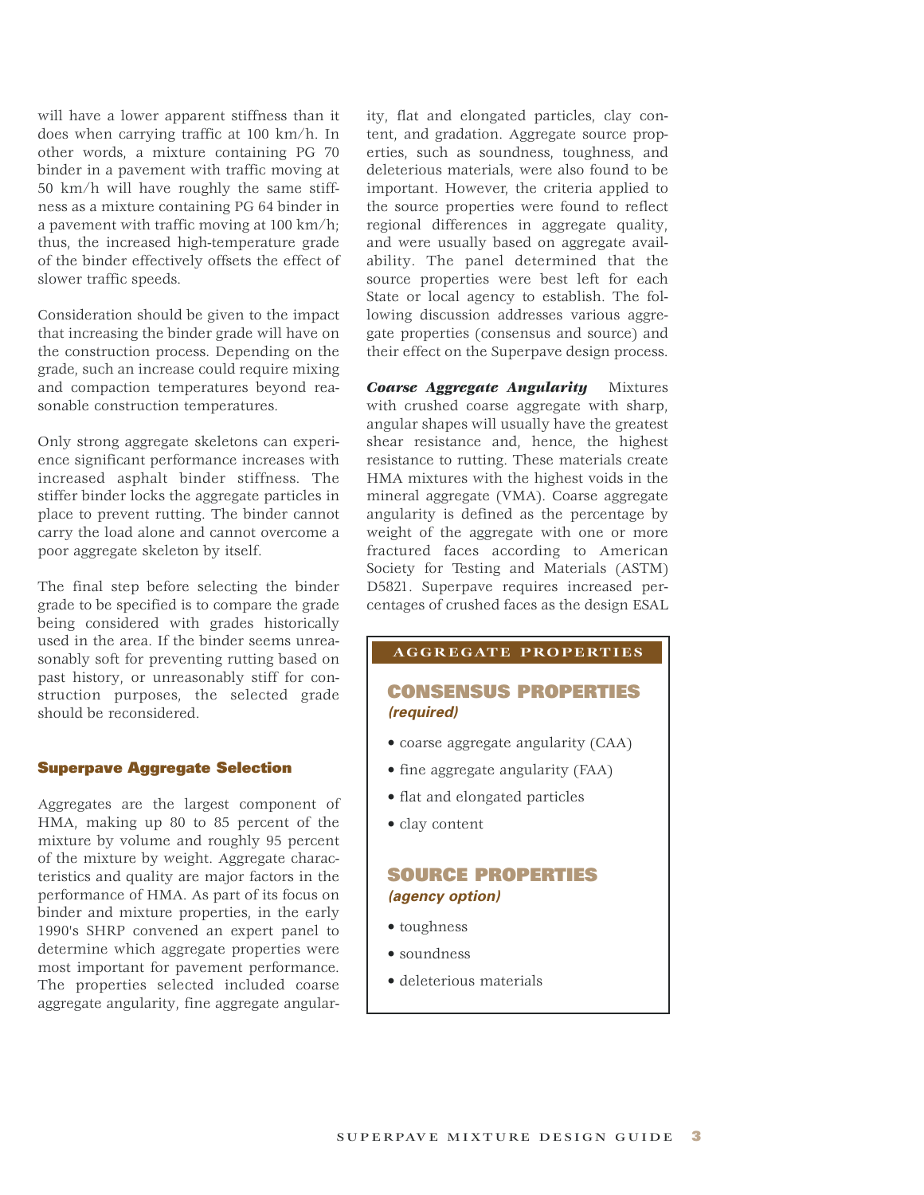will have a lower apparent stiffness than it does when carrying traffic at 100 km/h. In other words, a mixture containing PG 70 binder in a pavement with traffic moving at 50 km/h will have roughly the same stiffness as a mixture containing PG 64 binder in a pavement with traffic moving at 100 km/h; thus, the increased high-temperature grade of the binder effectively offsets the effect of slower traffic speeds.

Consideration should be given to the impact that increasing the binder grade will have on the construction process. Depending on the grade, such an increase could require mixing and compaction temperatures beyond reasonable construction temperatures.

Only strong aggregate skeletons can experience significant performance increases with increased asphalt binder stiffness. The stiffer binder locks the aggregate particles in place to prevent rutting. The binder cannot carry the load alone and cannot overcome a poor aggregate skeleton by itself.

The final step before selecting the binder grade to be specified is to compare the grade being considered with grades historically used in the area. If the binder seems unreasonably soft for preventing rutting based on past history, or unreasonably stiff for construction purposes, the selected grade should be reconsidered.

## Superpave Aggregate Selection

Aggregates are the largest component of HMA, making up 80 to 85 percent of the mixture by volume and roughly 95 percent of the mixture by weight. Aggregate characteristics and quality are major factors in the performance of HMA. As part of its focus on binder and mixture properties, in the early 1990's SHRP convened an expert panel to determine which aggregate properties were most important for pavement performance. The properties selected included coarse aggregate angularity, fine aggregate angularity, flat and elongated particles, clay content, and gradation. Aggregate source properties, such as soundness, toughness, and deleterious materials, were also found to be important. However, the criteria applied to the source properties were found to reflect regional differences in aggregate quality, and were usually based on aggregate availability. The panel determined that the source properties were best left for each State or local agency to establish. The following discussion addresses various aggregate properties (consensus and source) and their effect on the Superpave design process.

***Coarse Aggregate Angularity*** Mixtures with crushed coarse aggregate with sharp, angular shapes will usually have the greatest shear resistance and, hence, the highest resistance to rutting. These materials create HMA mixtures with the highest voids in the mineral aggregate (VMA). Coarse aggregate angularity is defined as the percentage by weight of the aggregate with one or more fractured faces according to American Society for Testing and Materials (ASTM) D5821. Superpave requires increased percentages of crushed faces as the design ESAL

**AGGREGATE PROPERTIES**

**CONSENSUS PROPERTIES**
***(required)***

- coarse aggregate angularity (CAA)
- fine aggregate angularity (FAA)
- flat and elongated particles
- clay content

**SOURCE PROPERTIES**
***(agency option)***

- toughness
- soundness
- deleterious materials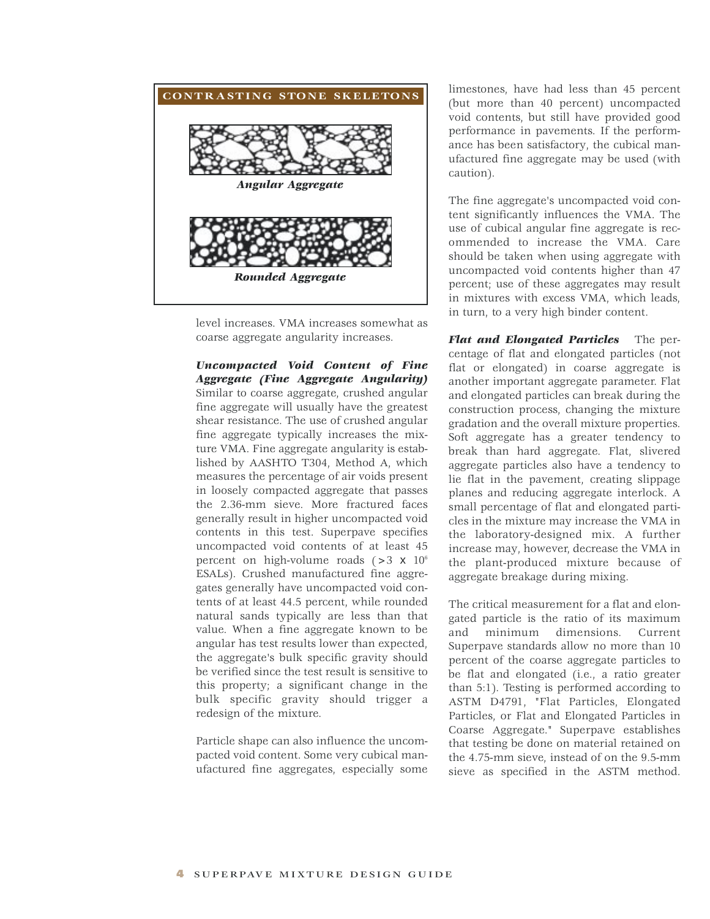**CONTRASTING STONE SKELETONS**

*Angular Aggregate*

*Rounded Aggregate*

level increases. VMA increases somewhat as coarse aggregate angularity increases.

***Uncompacted Void Content of Fine Aggregate (Fine Aggregate Angularity)*** Similar to coarse aggregate, crushed angular fine aggregate will usually have the greatest shear resistance. The use of crushed angular fine aggregate typically increases the mixture VMA. Fine aggregate angularity is established by AASHTO T304, Method A, which measures the percentage of air voids present in loosely compacted aggregate that passes the 2.36-mm sieve. More fractured faces generally result in higher uncompacted void contents in this test. Superpave specifies uncompacted void contents of at least 45 percent on high-volume roads ($>3 \times 10^6$ ESALs). Crushed manufactured fine aggregates generally have uncompacted void contents of at least 44.5 percent, while rounded natural sands typically are less than that value. When a fine aggregate known to be angular has test results lower than expected, the aggregate's bulk specific gravity should be verified since the test result is sensitive to this property; a significant change in the bulk specific gravity should trigger a redesign of the mixture.

Particle shape can also influence the uncompacted void content. Some very cubical manufactured fine aggregates, especially some limestones, have had less than 45 percent (but more than 40 percent) uncompacted void contents, but still have provided good performance in pavements. If the performance has been satisfactory, the cubical manufactured fine aggregate may be used (with caution).

The fine aggregate's uncompacted void content significantly influences the VMA. The use of cubical angular fine aggregate is recommended to increase the VMA. Care should be taken when using aggregate with uncompacted void contents higher than 47 percent; use of these aggregates may result in mixtures with excess VMA, which leads, in turn, to a very high binder content.

***Flat and Elongated Particles*** The percentage of flat and elongated particles (not flat or elongated) in coarse aggregate is another important aggregate parameter. Flat and elongated particles can break during the construction process, changing the mixture gradation and the overall mixture properties. Soft aggregate has a greater tendency to break than hard aggregate. Flat, slivered aggregate particles also have a tendency to lie flat in the pavement, creating slippage planes and reducing aggregate interlock. A small percentage of flat and elongated particles in the mixture may increase the VMA in the laboratory-designed mix. A further increase may, however, decrease the VMA in the plant-produced mixture because of aggregate breakage during mixing.

The critical measurement for a flat and elongated particle is the ratio of its maximum and minimum dimensions. Current Superpave standards allow no more than 10 percent of the coarse aggregate particles to be flat and elongated (i.e., a ratio greater than 5:1). Testing is performed according to ASTM D4791, "Flat Particles, Elongated Particles, or Flat and Elongated Particles in Coarse Aggregate." Superpave establishes that testing be done on material retained on the 4.75-mm sieve, instead of on the 9.5-mm sieve as specified in the ASTM method.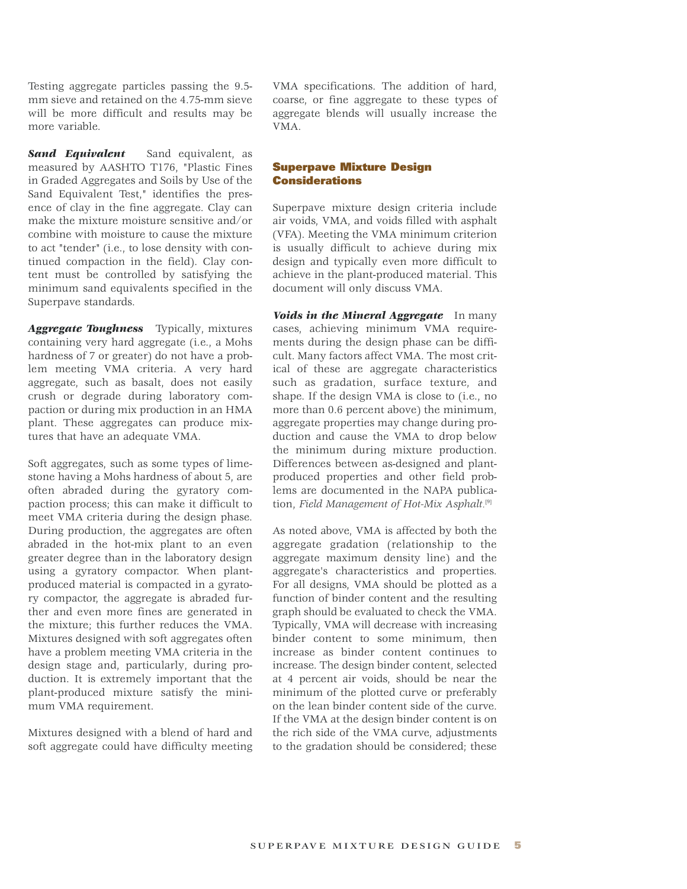Testing aggregate particles passing the 9.5-mm sieve and retained on the 4.75-mm sieve will be more difficult and results may be more variable.

***Sand Equivalent*** Sand equivalent, as measured by AASHTO T176, "Plastic Fines in Graded Aggregates and Soils by Use of the Sand Equivalent Test," identifies the presence of clay in the fine aggregate. Clay can make the mixture moisture sensitive and/or combine with moisture to cause the mixture to act "tender" (i.e., to lose density with continued compaction in the field). Clay content must be controlled by satisfying the minimum sand equivalents specified in the Superpave standards.

***Aggregate Toughness*** Typically, mixtures containing very hard aggregate (i.e., a Mohs hardness of 7 or greater) do not have a problem meeting VMA criteria. A very hard aggregate, such as basalt, does not easily crush or degrade during laboratory compaction or during mix production in an HMA plant. These aggregates can produce mixtures that have an adequate VMA.

Soft aggregates, such as some types of limestone having a Mohs hardness of about 5, are often abraded during the gyratory compaction process; this can make it difficult to meet VMA criteria during the design phase. During production, the aggregates are often abraded in the hot-mix plant to an even greater degree than in the laboratory design using a gyratory compactor. When plant-produced material is compacted in a gyratory compactor, the aggregate is abraded further and even more fines are generated in the mixture; this further reduces the VMA. Mixtures designed with soft aggregates often have a problem meeting VMA criteria in the design stage and, particularly, during production. It is extremely important that the plant-produced mixture satisfy the minimum VMA requirement.

Mixtures designed with a blend of hard and soft aggregate could have difficulty meeting VMA specifications. The addition of hard, coarse, or fine aggregate to these types of aggregate blends will usually increase the VMA.

## Superpave Mixture Design Considerations

Superpave mixture design criteria include air voids, VMA, and voids filled with asphalt (VFA). Meeting the VMA minimum criterion is usually difficult to achieve during mix design and typically even more difficult to achieve in the plant-produced material. This document will only discuss VMA.

***Voids in the Mineral Aggregate*** In many cases, achieving minimum VMA requirements during the design phase can be difficult. Many factors affect VMA. The most critical of these are aggregate characteristics such as gradation, surface texture, and shape. If the design VMA is close to (i.e., no more than 0.6 percent above) the minimum, aggregate properties may change during production and cause the VMA to drop below the minimum during mixture production. Differences between as-designed and plant-produced properties and other field problems are documented in the NAPA publication, *Field Management of Hot-Mix Asphalt*.[9]

As noted above, VMA is affected by both the aggregate gradation (relationship to the aggregate maximum density line) and the aggregate's characteristics and properties. For all designs, VMA should be plotted as a function of binder content and the resulting graph should be evaluated to check the VMA. Typically, VMA will decrease with increasing binder content to some minimum, then increase as binder content continues to increase. The design binder content, selected at 4 percent air voids, should be near the minimum of the plotted curve or preferably on the lean binder content side of the curve. If the VMA at the design binder content is on the rich side of the VMA curve, adjustments to the gradation should be considered; these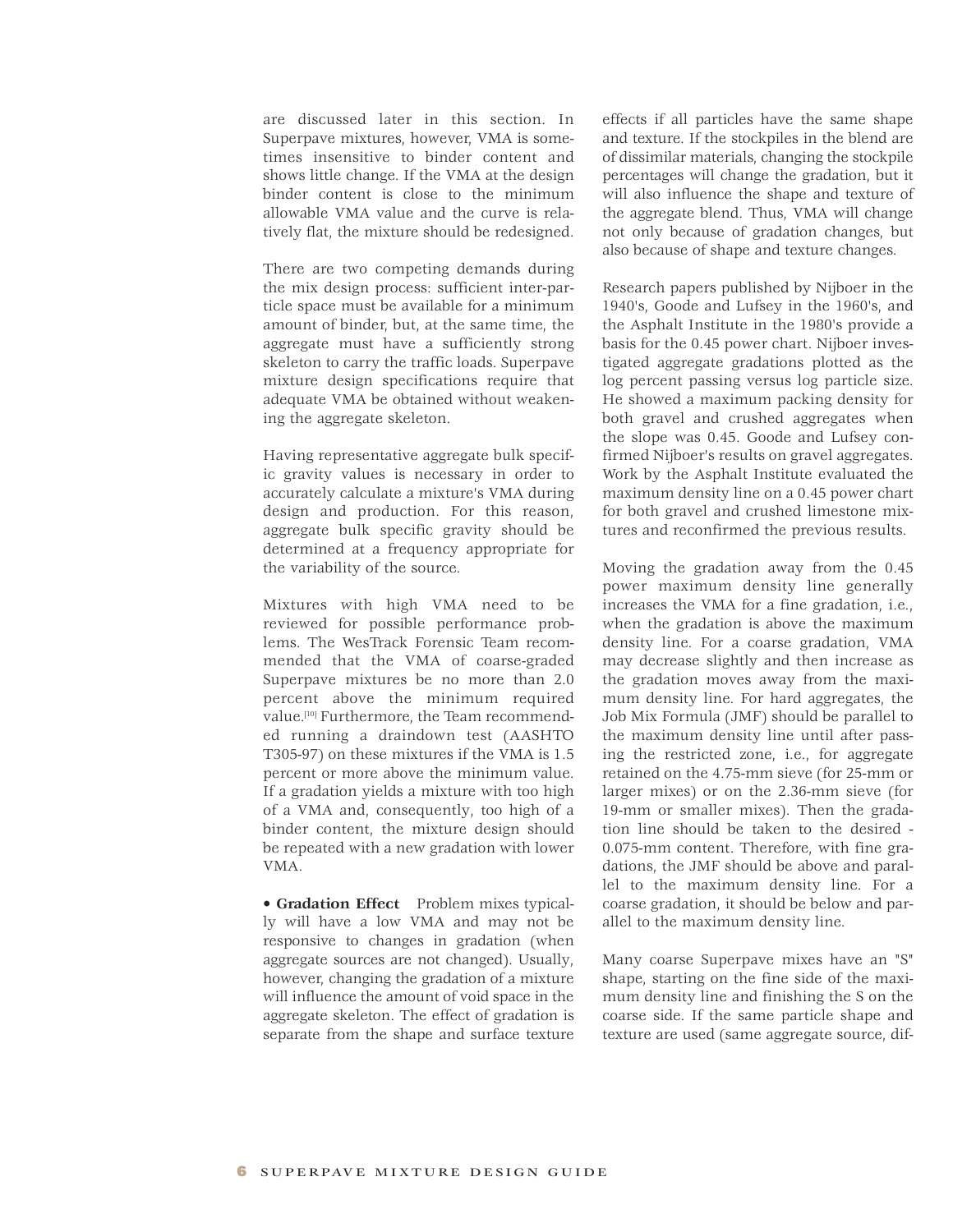are discussed later in this section. In Superpave mixtures, however, VMA is sometimes insensitive to binder content and shows little change. If the VMA at the design binder content is close to the minimum allowable VMA value and the curve is relatively flat, the mixture should be redesigned.

There are two competing demands during the mix design process: sufficient inter-particle space must be available for a minimum amount of binder, but, at the same time, the aggregate must have a sufficiently strong skeleton to carry the traffic loads. Superpave mixture design specifications require that adequate VMA be obtained without weakening the aggregate skeleton.

Having representative aggregate bulk specific gravity values is necessary in order to accurately calculate a mixture's VMA during design and production. For this reason, aggregate bulk specific gravity should be determined at a frequency appropriate for the variability of the source.

Mixtures with high VMA need to be reviewed for possible performance problems. The WesTrack Forensic Team recommended that the VMA of coarse-graded Superpave mixtures be no more than 2.0 percent above the minimum required value.[10] Furthermore, the Team recommended running a draindown test (AASHTO T305-97) on these mixtures if the VMA is 1.5 percent or more above the minimum value. If a gradation yields a mixture with too high of a VMA and, consequently, too high of a binder content, the mixture design should be repeated with a new gradation with lower VMA.

- **Gradation Effect** Problem mixes typically will have a low VMA and may not be responsive to changes in gradation (when aggregate sources are not changed). Usually, however, changing the gradation of a mixture will influence the amount of void space in the aggregate skeleton. The effect of gradation is separate from the shape and surface texture effects if all particles have the same shape and texture. If the stockpiles in the blend are of dissimilar materials, changing the stockpile percentages will change the gradation, but it will also influence the shape and texture of the aggregate blend. Thus, VMA will change not only because of gradation changes, but also because of shape and texture changes.

Research papers published by Nijboer in the 1940's, Goode and Lufsey in the 1960's, and the Asphalt Institute in the 1980's provide a basis for the 0.45 power chart. Nijboer investigated aggregate gradations plotted as the log percent passing versus log particle size. He showed a maximum packing density for both gravel and crushed aggregates when the slope was 0.45. Goode and Lufsey confirmed Nijboer's results on gravel aggregates. Work by the Asphalt Institute evaluated the maximum density line on a 0.45 power chart for both gravel and crushed limestone mixtures and reconfirmed the previous results.

Moving the gradation away from the 0.45 power maximum density line generally increases the VMA for a fine gradation, i.e., when the gradation is above the maximum density line. For a coarse gradation, VMA may decrease slightly and then increase as the gradation moves away from the maximum density line. For hard aggregates, the Job Mix Formula (JMF) should be parallel to the maximum density line until after passing the restricted zone, i.e., for aggregate retained on the 4.75-mm sieve (for 25-mm or larger mixes) or on the 2.36-mm sieve (for 19-mm or smaller mixes). Then the gradation line should be taken to the desired -0.075-mm content. Therefore, with fine gradations, the JMF should be above and parallel to the maximum density line. For a coarse gradation, it should be below and parallel to the maximum density line.

Many coarse Superpave mixes have an "S" shape, starting on the fine side of the maximum density line and finishing the S on the coarse side. If the same particle shape and texture are used (same aggregate source, dif-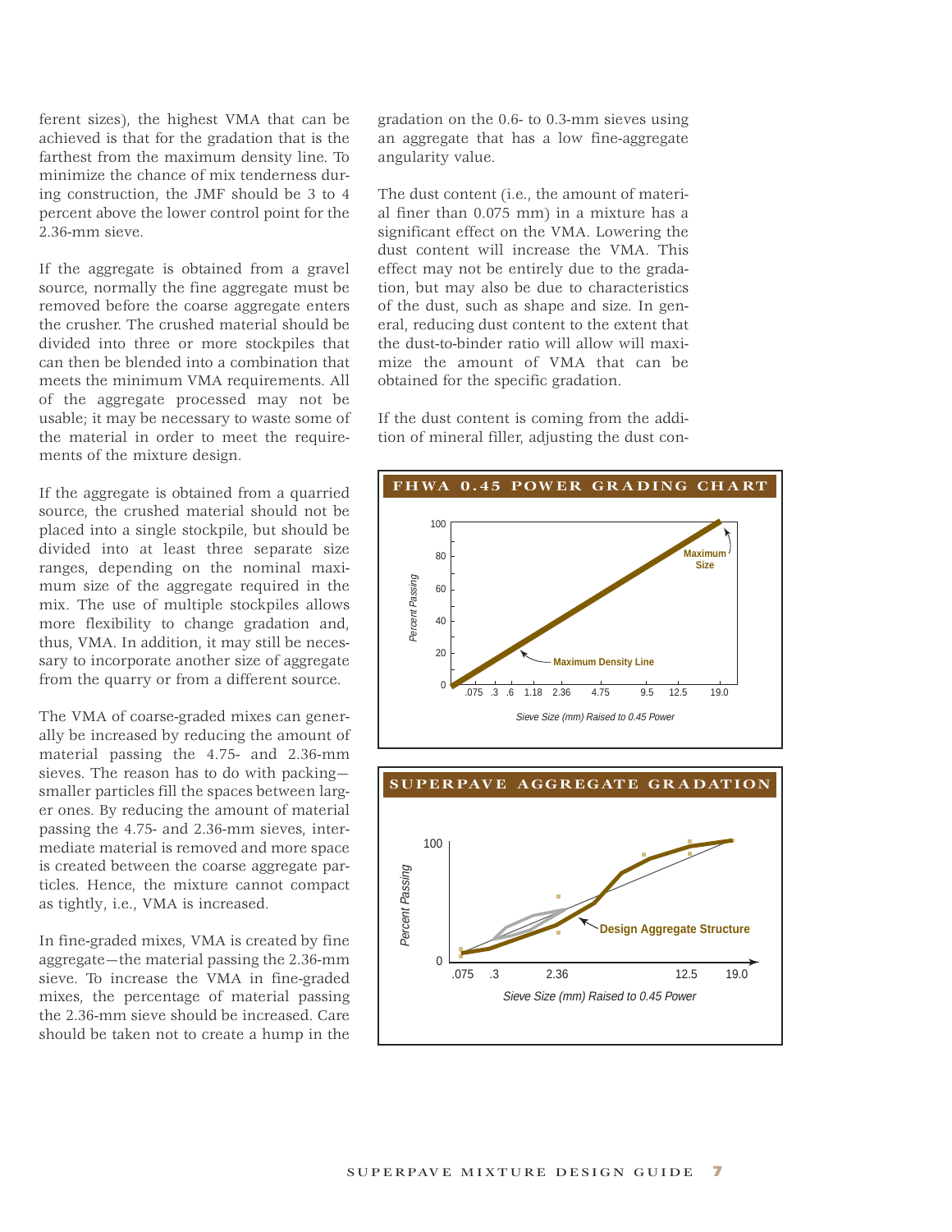ferent sizes), the highest VMA that can be achieved is that for the gradation that is the farthest from the maximum density line. To minimize the chance of mix tenderness during construction, the JMF should be 3 to 4 percent above the lower control point for the 2.36-mm sieve.

If the aggregate is obtained from a gravel source, normally the fine aggregate must be removed before the coarse aggregate enters the crusher. The crushed material should be divided into three or more stockpiles that can then be blended into a combination that meets the minimum VMA requirements. All of the aggregate processed may not be usable; it may be necessary to waste some of the material in order to meet the requirements of the mixture design.

If the aggregate is obtained from a quarried source, the crushed material should not be placed into a single stockpile, but should be divided into at least three separate size ranges, depending on the nominal maximum size of the aggregate required in the mix. The use of multiple stockpiles allows more flexibility to change gradation and, thus, VMA. In addition, it may still be necessary to incorporate another size of aggregate from the quarry or from a different source.

The VMA of coarse-graded mixes can generally be increased by reducing the amount of material passing the 4.75- and 2.36-mm sieves. The reason has to do with packing—smaller particles fill the spaces between larger ones. By reducing the amount of material passing the 4.75- and 2.36-mm sieves, intermediate material is removed and more space is created between the coarse aggregate particles. Hence, the mixture cannot compact as tightly, i.e., VMA is increased.

In fine-graded mixes, VMA is created by fine aggregate—the material passing the 2.36-mm sieve. To increase the VMA in fine-graded mixes, the percentage of material passing the 2.36-mm sieve should be increased. Care should be taken not to create a hump in the gradation on the 0.6- to 0.3-mm sieves using an aggregate that has a low fine-aggregate angularity value.

The dust content (i.e., the amount of material finer than 0.075 mm) in a mixture has a significant effect on the VMA. Lowering the dust content will increase the VMA. This effect may not be entirely due to the gradation, but may also be due to characteristics of the dust, such as shape and size. In general, reducing dust content to the extent that the dust-to-binder ratio will allow will maximize the amount of VMA that can be obtained for the specific gradation.

If the dust content is coming from the addition of mineral filler, adjusting the dust con-

**FHWA 0.45 POWER GRADING CHART**

**SUPERPAVE AGGREGATE GRADATION**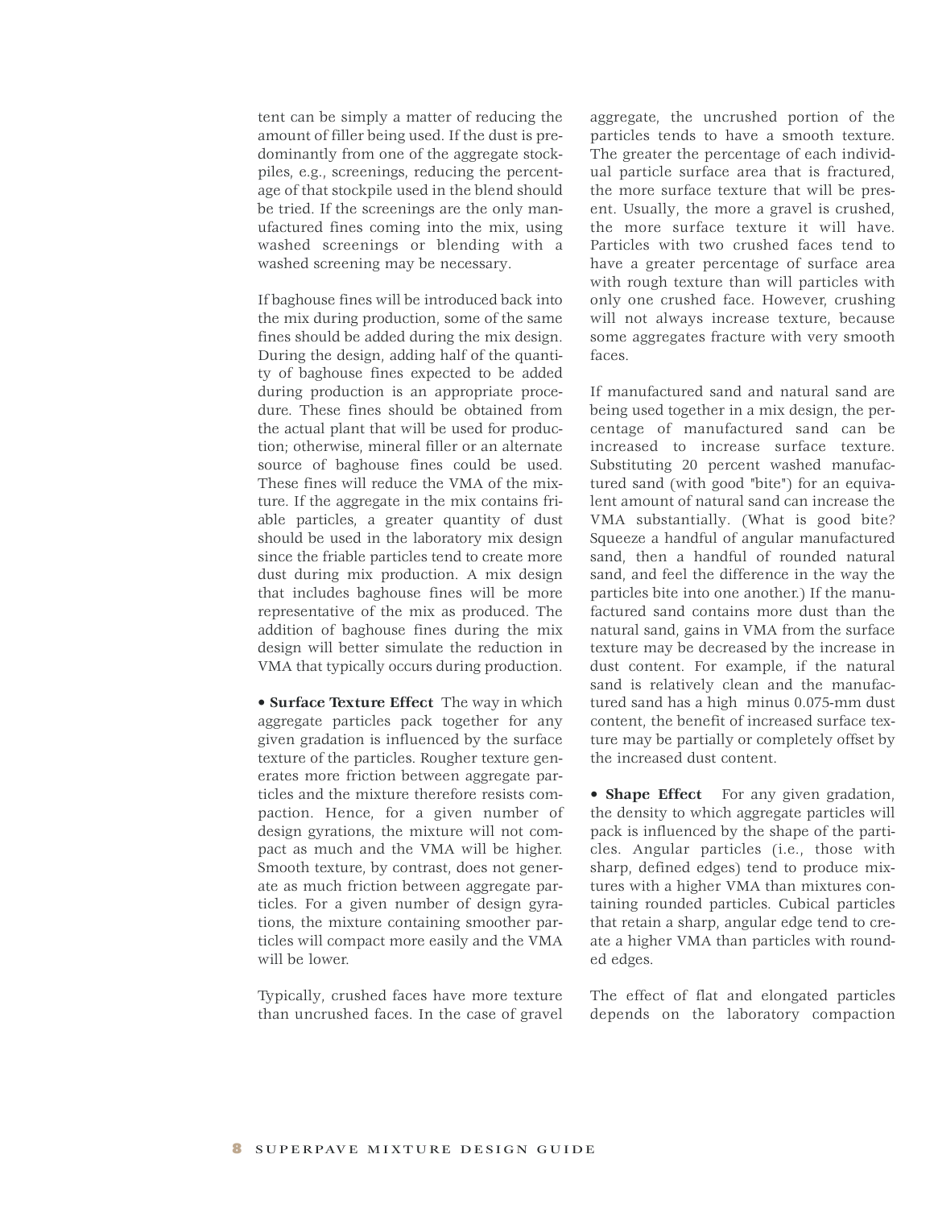tent can be simply a matter of reducing the amount of filler being used. If the dust is predominantly from one of the aggregate stockpiles, e.g., screenings, reducing the percentage of that stockpile used in the blend should be tried. If the screenings are the only manufactured fines coming into the mix, using washed screenings or blending with a washed screening may be necessary.

If baghouse fines will be introduced back into the mix during production, some of the same fines should be added during the mix design. During the design, adding half of the quantity of baghouse fines expected to be added during production is an appropriate procedure. These fines should be obtained from the actual plant that will be used for production; otherwise, mineral filler or an alternate source of baghouse fines could be used. These fines will reduce the VMA of the mixture. If the aggregate in the mix contains friable particles, a greater quantity of dust should be used in the laboratory mix design since the friable particles tend to create more dust during mix production. A mix design that includes baghouse fines will be more representative of the mix as produced. The addition of baghouse fines during the mix design will better simulate the reduction in VMA that typically occurs during production.

• **Surface Texture Effect** The way in which aggregate particles pack together for any given gradation is influenced by the surface texture of the particles. Rougher texture generates more friction between aggregate particles and the mixture therefore resists compaction. Hence, for a given number of design gyrations, the mixture will not compact as much and the VMA will be higher. Smooth texture, by contrast, does not generate as much friction between aggregate particles. For a given number of design gyrations, the mixture containing smoother particles will compact more easily and the VMA will be lower.

Typically, crushed faces have more texture than uncrushed faces. In the case of gravel aggregate, the uncrushed portion of the particles tends to have a smooth texture. The greater the percentage of each individual particle surface area that is fractured, the more surface texture that will be present. Usually, the more a gravel is crushed, the more surface texture it will have. Particles with two crushed faces tend to have a greater percentage of surface area with rough texture than will particles with only one crushed face. However, crushing will not always increase texture, because some aggregates fracture with very smooth faces.

If manufactured sand and natural sand are being used together in a mix design, the percentage of manufactured sand can be increased to increase surface texture. Substituting 20 percent washed manufactured sand (with good "bite") for an equivalent amount of natural sand can increase the VMA substantially. (What is good bite? Squeeze a handful of angular manufactured sand, then a handful of rounded natural sand, and feel the difference in the way the particles bite into one another.) If the manufactured sand contains more dust than the natural sand, gains in VMA from the surface texture may be decreased by the increase in dust content. For example, if the natural sand is relatively clean and the manufactured sand has a high minus 0.075-mm dust content, the benefit of increased surface texture may be partially or completely offset by the increased dust content.

• **Shape Effect** For any given gradation, the density to which aggregate particles will pack is influenced by the shape of the particles. Angular particles (i.e., those with sharp, defined edges) tend to produce mixtures with a higher VMA than mixtures containing rounded particles. Cubical particles that retain a sharp, angular edge tend to create a higher VMA than particles with rounded edges.

The effect of flat and elongated particles depends on the laboratory compaction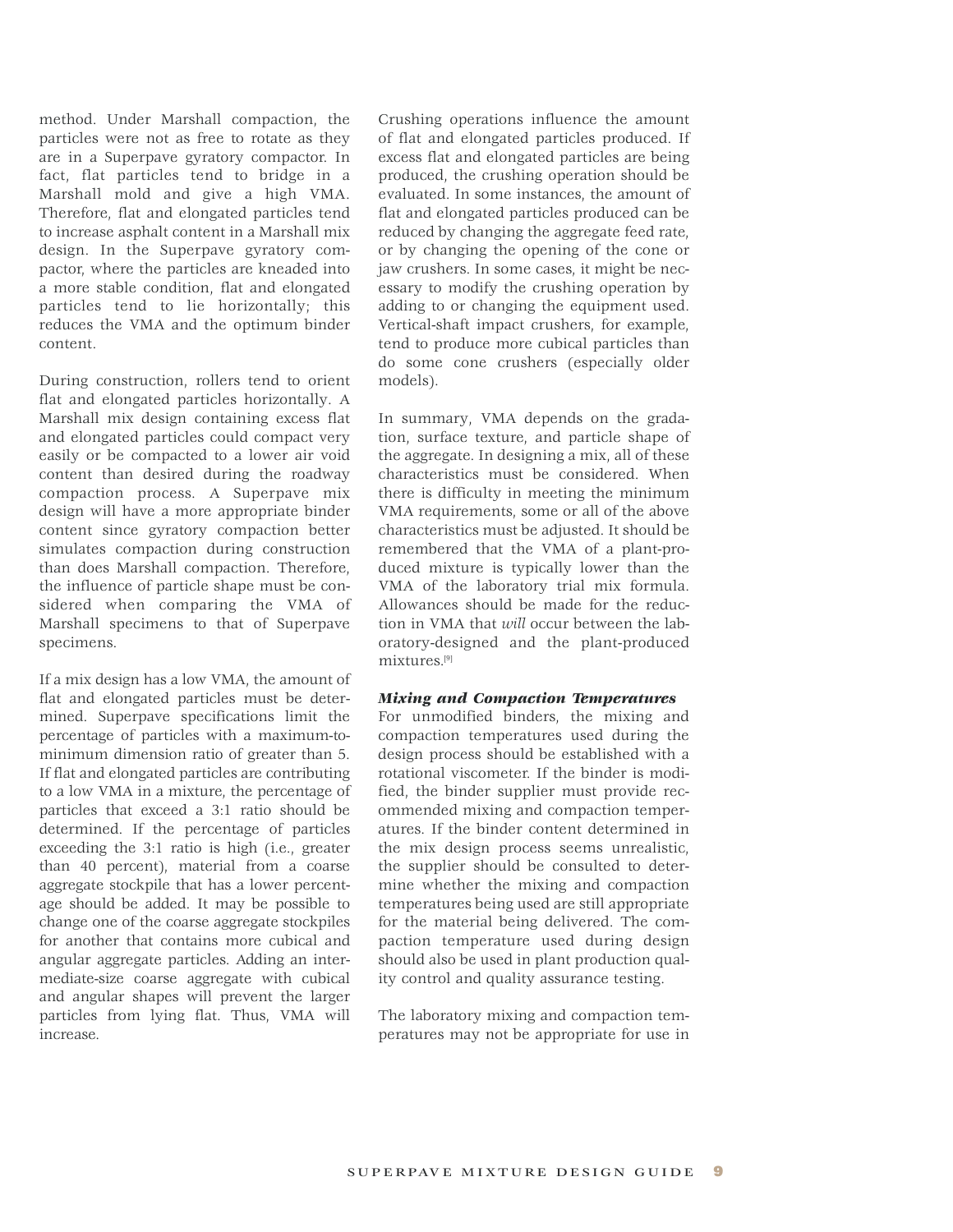method. Under Marshall compaction, the particles were not as free to rotate as they are in a Superpave gyratory compactor. In fact, flat particles tend to bridge in a Marshall mold and give a high VMA. Therefore, flat and elongated particles tend to increase asphalt content in a Marshall mix design. In the Superpave gyratory compactor, where the particles are kneaded into a more stable condition, flat and elongated particles tend to lie horizontally; this reduces the VMA and the optimum binder content.

During construction, rollers tend to orient flat and elongated particles horizontally. A Marshall mix design containing excess flat and elongated particles could compact very easily or be compacted to a lower air void content than desired during the roadway compaction process. A Superpave mix design will have a more appropriate binder content since gyratory compaction better simulates compaction during construction than does Marshall compaction. Therefore, the influence of particle shape must be considered when comparing the VMA of Marshall specimens to that of Superpave specimens.

If a mix design has a low VMA, the amount of flat and elongated particles must be determined. Superpave specifications limit the percentage of particles with a maximum-to-minimum dimension ratio of greater than 5. If flat and elongated particles are contributing to a low VMA in a mixture, the percentage of particles that exceed a 3:1 ratio should be determined. If the percentage of particles exceeding the 3:1 ratio is high (i.e., greater than 40 percent), material from a coarse aggregate stockpile that has a lower percentage should be added. It may be possible to change one of the coarse aggregate stockpiles for another that contains more cubical and angular aggregate particles. Adding an intermediate-size coarse aggregate with cubical and angular shapes will prevent the larger particles from lying flat. Thus, VMA will increase.

Crushing operations influence the amount of flat and elongated particles produced. If excess flat and elongated particles are being produced, the crushing operation should be evaluated. In some instances, the amount of flat and elongated particles produced can be reduced by changing the aggregate feed rate, or by changing the opening of the cone or jaw crushers. In some cases, it might be necessary to modify the crushing operation by adding to or changing the equipment used. Vertical-shaft impact crushers, for example, tend to produce more cubical particles than do some cone crushers (especially older models).

In summary, VMA depends on the gradation, surface texture, and particle shape of the aggregate. In designing a mix, all of these characteristics must be considered. When there is difficulty in meeting the minimum VMA requirements, some or all of the above characteristics must be adjusted. It should be remembered that the VMA of a plant-produced mixture is typically lower than the VMA of the laboratory trial mix formula. Allowances should be made for the reduction in VMA that *will* occur between the laboratory-designed and the plant-produced mixtures.[9]

***Mixing and Compaction Temperatures***

For unmodified binders, the mixing and compaction temperatures used during the design process should be established with a rotational viscometer. If the binder is modified, the binder supplier must provide recommended mixing and compaction temperatures. If the binder content determined in the mix design process seems unrealistic, the supplier should be consulted to determine whether the mixing and compaction temperatures being used are still appropriate for the material being delivered. The compaction temperature used during design should also be used in plant production quality control and quality assurance testing.

The laboratory mixing and compaction temperatures may not be appropriate for use in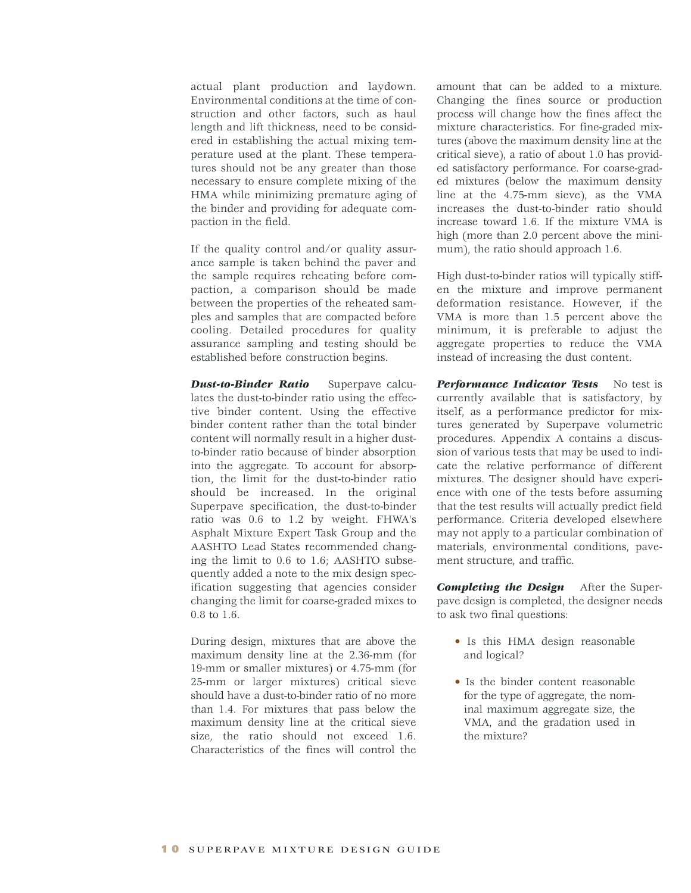actual plant production and laydown. Environmental conditions at the time of construction and other factors, such as haul length and lift thickness, need to be considered in establishing the actual mixing temperature used at the plant. These temperatures should not be any greater than those necessary to ensure complete mixing of the HMA while minimizing premature aging of the binder and providing for adequate compaction in the field.

If the quality control and/or quality assurance sample is taken behind the paver and the sample requires reheating before compaction, a comparison should be made between the properties of the reheated samples and samples that are compacted before cooling. Detailed procedures for quality assurance sampling and testing should be established before construction begins.

***Dust-to-Binder Ratio*** Superpave calculates the dust-to-binder ratio using the effective binder content. Using the effective binder content rather than the total binder content will normally result in a higher dust-to-binder ratio because of binder absorption into the aggregate. To account for absorption, the limit for the dust-to-binder ratio should be increased. In the original Superpave specification, the dust-to-binder ratio was 0.6 to 1.2 by weight. FHWA's Asphalt Mixture Expert Task Group and the AASHTO Lead States recommended changing the limit to 0.6 to 1.6; AASHTO subsequently added a note to the mix design specification suggesting that agencies consider changing the limit for coarse-graded mixes to 0.8 to 1.6.

During design, mixtures that are above the maximum density line at the 2.36-mm (for 19-mm or smaller mixtures) or 4.75-mm (for 25-mm or larger mixtures) critical sieve should have a dust-to-binder ratio of no more than 1.4. For mixtures that pass below the maximum density line at the critical sieve size, the ratio should not exceed 1.6. Characteristics of the fines will control the amount that can be added to a mixture. Changing the fines source or production process will change how the fines affect the mixture characteristics. For fine-graded mixtures (above the maximum density line at the critical sieve), a ratio of about 1.0 has provided satisfactory performance. For coarse-graded mixtures (below the maximum density line at the 4.75-mm sieve), as the VMA increases the dust-to-binder ratio should increase toward 1.6. If the mixture VMA is high (more than 2.0 percent above the minimum), the ratio should approach 1.6.

High dust-to-binder ratios will typically stiffen the mixture and improve permanent deformation resistance. However, if the VMA is more than 1.5 percent above the minimum, it is preferable to adjust the aggregate properties to reduce the VMA instead of increasing the dust content.

***Performance Indicator Tests*** No test is currently available that is satisfactory, by itself, as a performance predictor for mixtures generated by Superpave volumetric procedures. Appendix A contains a discussion of various tests that may be used to indicate the relative performance of different mixtures. The designer should have experience with one of the tests before assuming that the test results will actually predict field performance. Criteria developed elsewhere may not apply to a particular combination of materials, environmental conditions, pavement structure, and traffic.

***Completing the Design*** After the Superpave design is completed, the designer needs to ask two final questions:

- Is this HMA design reasonable and logical?
- Is the binder content reasonable for the type of aggregate, the nominal maximum aggregate size, the VMA, and the gradation used in the mixture?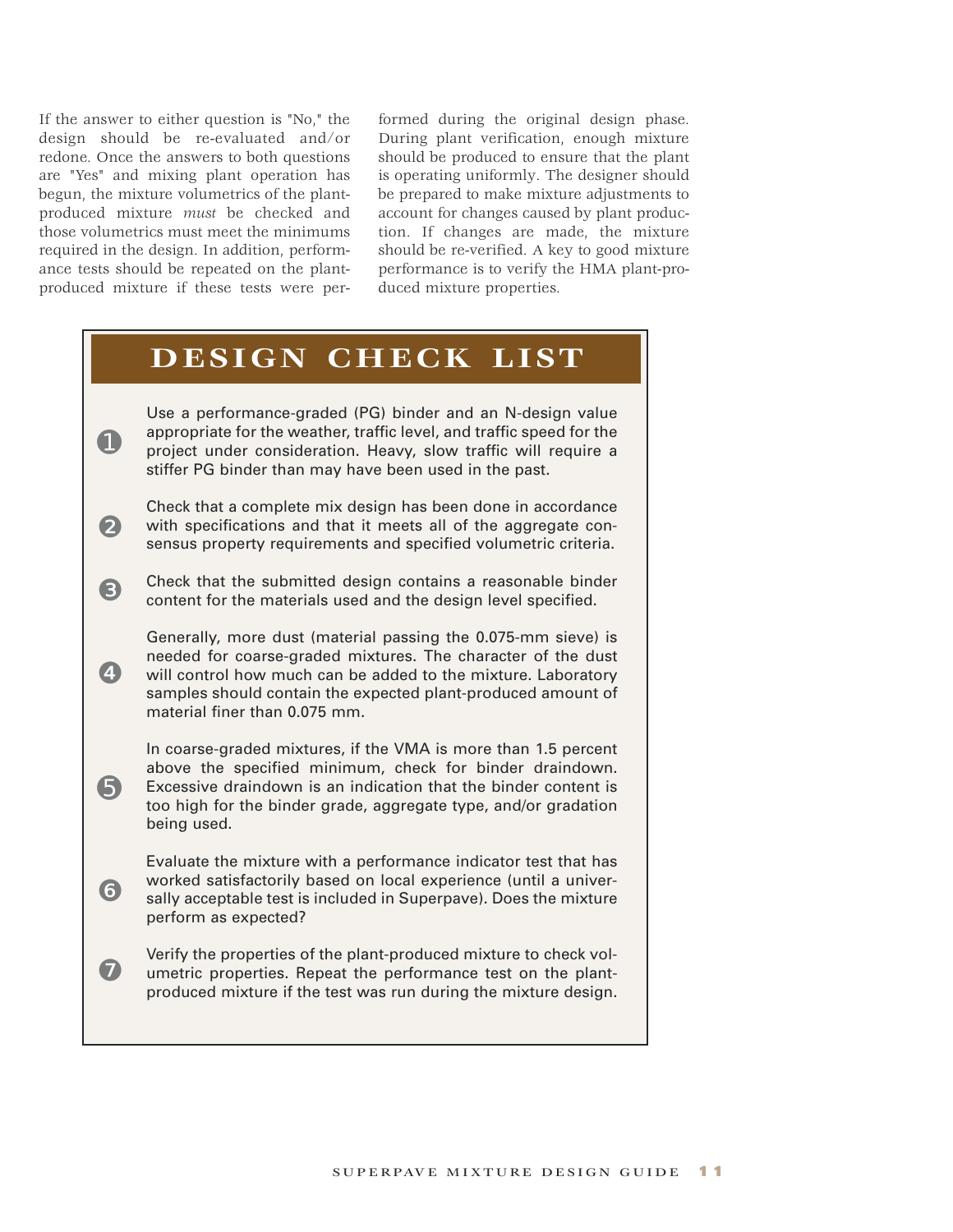If the answer to either question is "No," the design should be re-evaluated and/or redone. Once the answers to both questions are "Yes" and mixing plant operation has begun, the mixture volumetrics of the plant-produced mixture *must* be checked and those volumetrics must meet the minimums required in the design. In addition, performance tests should be repeated on the plant-produced mixture if these tests were performed during the original design phase. During plant verification, enough mixture should be produced to ensure that the plant is operating uniformly. The designer should be prepared to make mixture adjustments to account for changes caused by plant production. If changes are made, the mixture should be re-verified. A key to good mixture performance is to verify the HMA plant-produced mixture properties.

## DESIGN CHECK LIST

1. Use a performance-graded (PG) binder and an N-design value appropriate for the weather, traffic level, and traffic speed for the project under consideration. Heavy, slow traffic will require a stiffer PG binder than may have been used in the past.

2. Check that a complete mix design has been done in accordance with specifications and that it meets all of the aggregate consensus property requirements and specified volumetric criteria.

3. Check that the submitted design contains a reasonable binder content for the materials used and the design level specified.

4. Generally, more dust (material passing the 0.075-mm sieve) is needed for coarse-graded mixtures. The character of the dust will control how much can be added to the mixture. Laboratory samples should contain the expected plant-produced amount of material finer than 0.075 mm.

5. In coarse-graded mixtures, if the VMA is more than 1.5 percent above the specified minimum, check for binder draindown. Excessive draindown is an indication that the binder content is too high for the binder grade, aggregate type, and/or gradation being used.

6. Evaluate the mixture with a performance indicator test that has worked satisfactorily based on local experience (until a universally acceptable test is included in Superpave). Does the mixture perform as expected?

7. Verify the properties of the plant-produced mixture to check volumetric properties. Repeat the performance test on the plant-produced mixture if the test was run during the mixture design.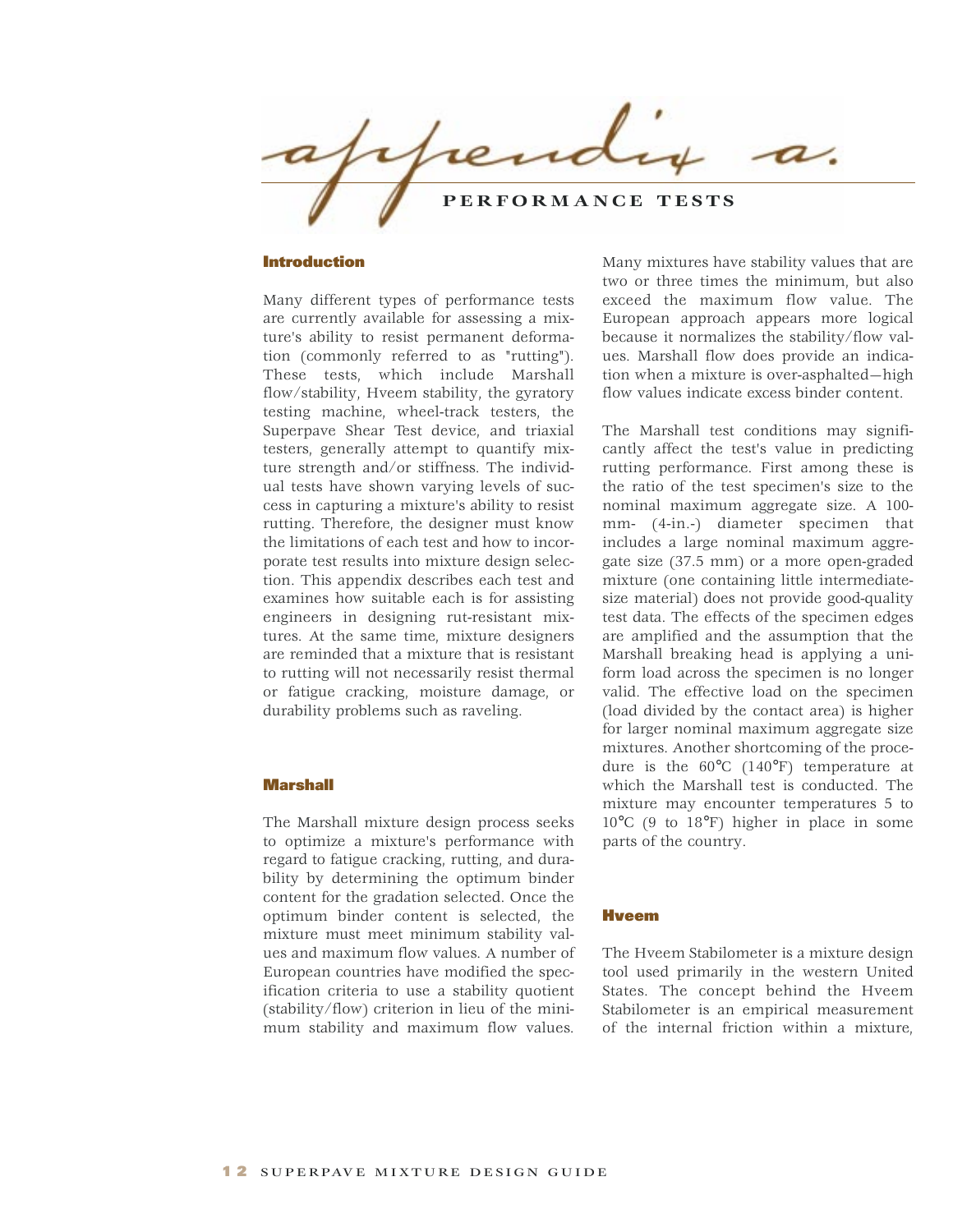# appendix a.

## PERFORMANCE TESTS

### Introduction

Many different types of performance tests are currently available for assessing a mixture's ability to resist permanent deformation (commonly referred to as "rutting"). These tests, which include Marshall flow/stability, Hveem stability, the gyratory testing machine, wheel-track testers, the Superpave Shear Test device, and triaxial testers, generally attempt to quantify mixture strength and/or stiffness. The individual tests have shown varying levels of success in capturing a mixture's ability to resist rutting. Therefore, the designer must know the limitations of each test and how to incorporate test results into mixture design selection. This appendix describes each test and examines how suitable each is for assisting engineers in designing rut-resistant mixtures. At the same time, mixture designers are reminded that a mixture that is resistant to rutting will not necessarily resist thermal or fatigue cracking, moisture damage, or durability problems such as raveling.

### Marshall

The Marshall mixture design process seeks to optimize a mixture's performance with regard to fatigue cracking, rutting, and durability by determining the optimum binder content for the gradation selected. Once the optimum binder content is selected, the mixture must meet minimum stability values and maximum flow values. A number of European countries have modified the specification criteria to use a stability quotient (stability/flow) criterion in lieu of the minimum stability and maximum flow values. Many mixtures have stability values that are two or three times the minimum, but also exceed the maximum flow value. The European approach appears more logical because it normalizes the stability/flow values. Marshall flow does provide an indication when a mixture is over-asphalted—high flow values indicate excess binder content.

The Marshall test conditions may significantly affect the test's value in predicting rutting performance. First among these is the ratio of the test specimen's size to the nominal maximum aggregate size. A 100-mm- (4-in.-) diameter specimen that includes a large nominal maximum aggregate size (37.5 mm) or a more open-graded mixture (one containing little intermediate-size material) does not provide good-quality test data. The effects of the specimen edges are amplified and the assumption that the Marshall breaking head is applying a uniform load across the specimen is no longer valid. The effective load on the specimen (load divided by the contact area) is higher for larger nominal maximum aggregate size mixtures. Another shortcoming of the procedure is the 60°C (140°F) temperature at which the Marshall test is conducted. The mixture may encounter temperatures 5 to 10°C (9 to 18°F) higher in place in some parts of the country.

### Hveem

The Hveem Stabilometer is a mixture design tool used primarily in the western United States. The concept behind the Hveem Stabilometer is an empirical measurement of the internal friction within a mixture,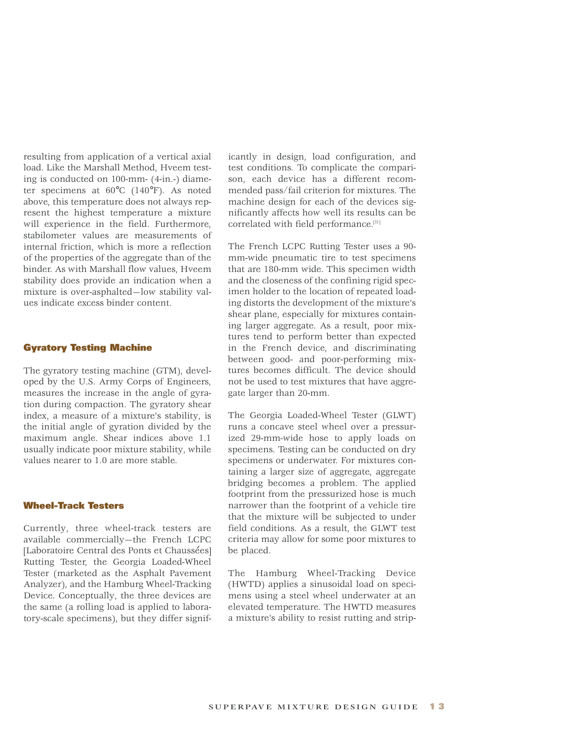resulting from application of a vertical axial load. Like the Marshall Method, Hveem testing is conducted on 100-mm- (4-in.-) diameter specimens at 60°C (140°F). As noted above, this temperature does not always represent the highest temperature a mixture will experience in the field. Furthermore, stabilometer values are measurements of internal friction, which is more a reflection of the properties of the aggregate than of the binder. As with Marshall flow values, Hveem stability does provide an indication when a mixture is over-asphalted—low stability values indicate excess binder content.

### Gyratory Testing Machine

The gyratory testing machine (GTM), developed by the U.S. Army Corps of Engineers, measures the increase in the angle of gyration during compaction. The gyratory shear index, a measure of a mixture's stability, is the initial angle of gyration divided by the maximum angle. Shear indices above 1.1 usually indicate poor mixture stability, while values nearer to 1.0 are more stable.

### Wheel-Track Testers

Currently, three wheel-track testers are available commercially—the French LCPC [Laboratoire Central des Ponts et Chaussées] Rutting Tester, the Georgia Loaded-Wheel Tester (marketed as the Asphalt Pavement Analyzer), and the Hamburg Wheel-Tracking Device. Conceptually, the three devices are the same (a rolling load is applied to laboratory-scale specimens), but they differ significantly in design, load configuration, and test conditions. To complicate the comparison, each device has a different recommended pass/fail criterion for mixtures. The machine design for each of the devices significantly affects how well its results can be correlated with field performance.[11]

The French LCPC Rutting Tester uses a 90-mm-wide pneumatic tire to test specimens that are 180-mm wide. This specimen width and the closeness of the confining rigid specimen holder to the location of repeated loading distorts the development of the mixture's shear plane, especially for mixtures containing larger aggregate. As a result, poor mixtures tend to perform better than expected in the French device, and discriminating between good- and poor-performing mixtures becomes difficult. The device should not be used to test mixtures that have aggregate larger than 20-mm.

The Georgia Loaded-Wheel Tester (GLWT) runs a concave steel wheel over a pressurized 29-mm-wide hose to apply loads on specimens. Testing can be conducted on dry specimens or underwater. For mixtures containing a larger size of aggregate, aggregate bridging becomes a problem. The applied footprint from the pressurized hose is much narrower than the footprint of a vehicle tire that the mixture will be subjected to under field conditions. As a result, the GLWT test criteria may allow for some poor mixtures to be placed.

The Hamburg Wheel-Tracking Device (HWTD) applies a sinusoidal load on specimens using a steel wheel underwater at an elevated temperature. The HWTD measures a mixture's ability to resist rutting and strip-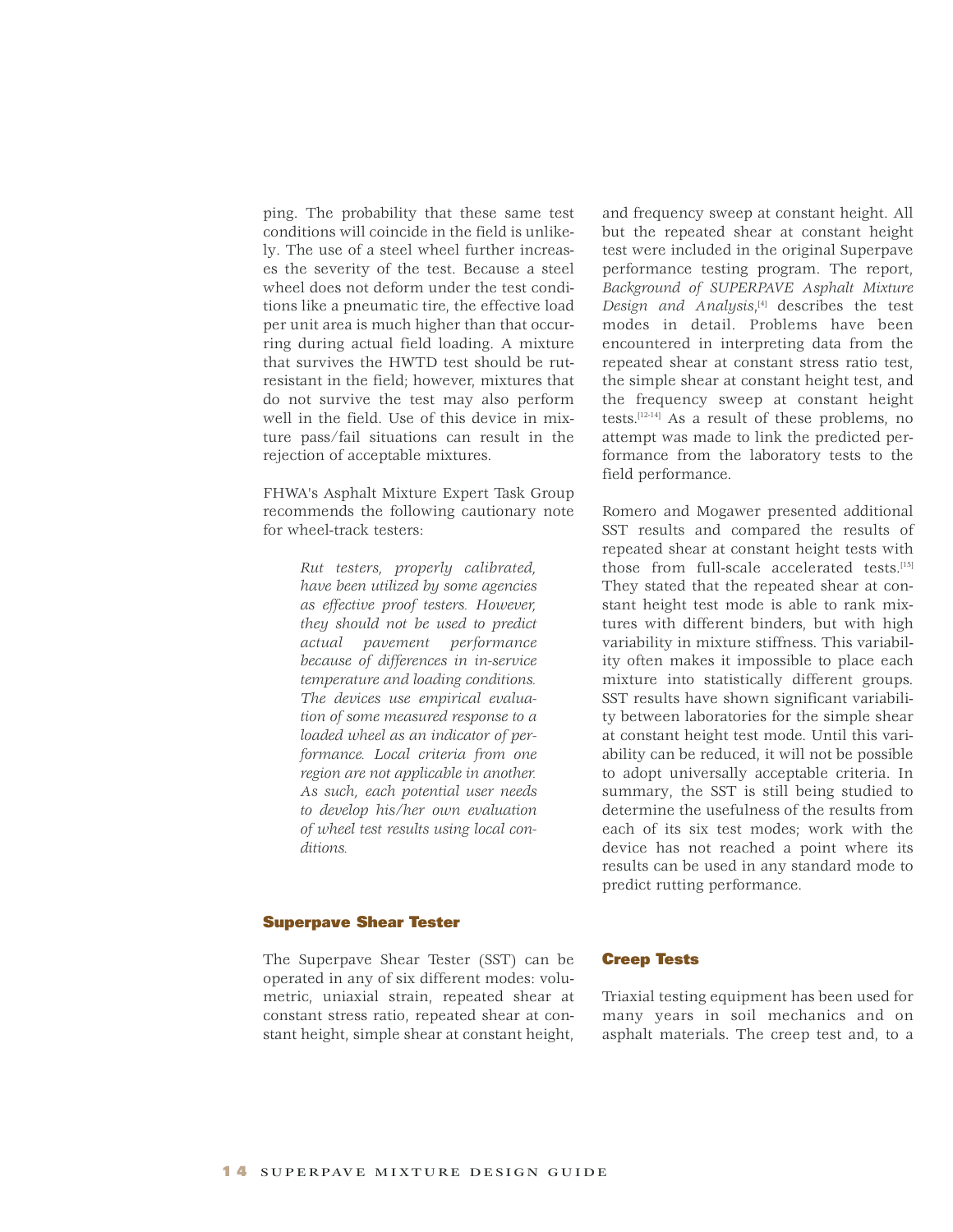ping. The probability that these same test conditions will coincide in the field is unlikely. The use of a steel wheel further increases the severity of the test. Because a steel wheel does not deform under the test conditions like a pneumatic tire, the effective load per unit area is much higher than that occurring during actual field loading. A mixture that survives the HWTD test should be rut-resistant in the field; however, mixtures that do not survive the test may also perform well in the field. Use of this device in mixture pass/fail situations can result in the rejection of acceptable mixtures.

FHWA's Asphalt Mixture Expert Task Group recommends the following cautionary note for wheel-track testers:

> *Rut testers, properly calibrated, have been utilized by some agencies as effective proof testers. However, they should not be used to predict actual pavement performance because of differences in in-service temperature and loading conditions. The devices use empirical evaluation of some measured response to a loaded wheel as an indicator of performance. Local criteria from one region are not applicable in another. As such, each potential user needs to develop his/her own evaluation of wheel test results using local conditions.*

### Superpave Shear Tester

The Superpave Shear Tester (SST) can be operated in any of six different modes: volumetric, uniaxial strain, repeated shear at constant stress ratio, repeated shear at constant height, simple shear at constant height, and frequency sweep at constant height. All but the repeated shear at constant height test were included in the original Superpave performance testing program. The report, *Background of SUPERPAVE Asphalt Mixture Design and Analysis*,[4] describes the test modes in detail. Problems have been encountered in interpreting data from the repeated shear at constant stress ratio test, the simple shear at constant height test, and the frequency sweep at constant height tests.[12-14] As a result of these problems, no attempt was made to link the predicted performance from the laboratory tests to the field performance.

Romero and Mogawer presented additional SST results and compared the results of repeated shear at constant height tests with those from full-scale accelerated tests.[15] They stated that the repeated shear at constant height test mode is able to rank mixtures with different binders, but with high variability in mixture stiffness. This variability often makes it impossible to place each mixture into statistically different groups. SST results have shown significant variability between laboratories for the simple shear at constant height test mode. Until this variability can be reduced, it will not be possible to adopt universally acceptable criteria. In summary, the SST is still being studied to determine the usefulness of the results from each of its six test modes; work with the device has not reached a point where its results can be used in any standard mode to predict rutting performance.

### Creep Tests

Triaxial testing equipment has been used for many years in soil mechanics and on asphalt materials. The creep test and, to a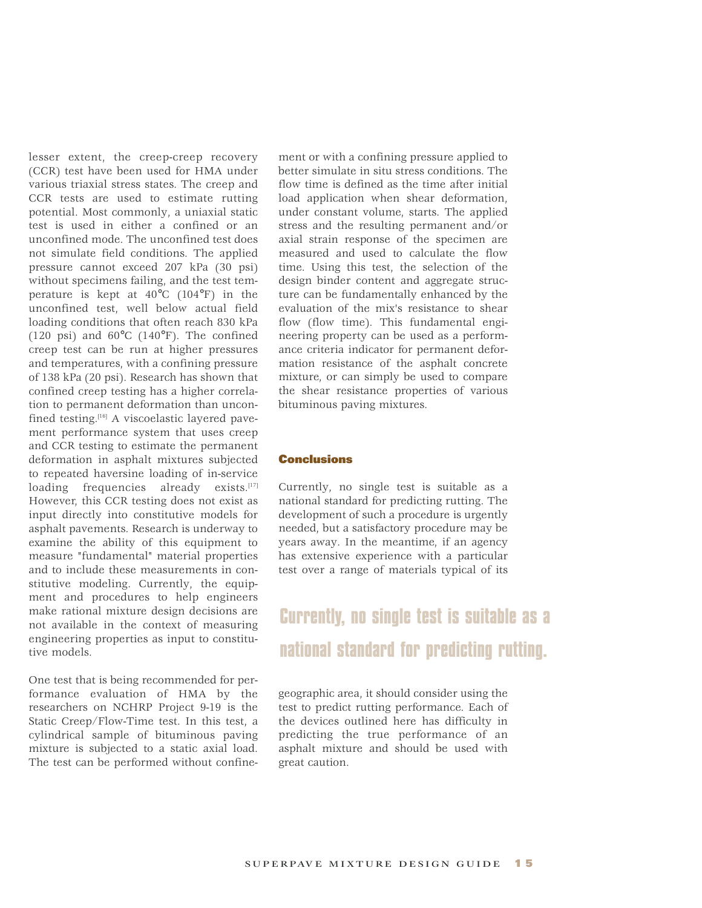lesser extent, the creep-creep recovery (CCR) test have been used for HMA under various triaxial stress states. The creep and CCR tests are used to estimate rutting potential. Most commonly, a uniaxial static test is used in either a confined or an unconfined mode. The unconfined test does not simulate field conditions. The applied pressure cannot exceed 207 kPa (30 psi) without specimens failing, and the test temperature is kept at 40°C (104°F) in the unconfined test, well below actual field loading conditions that often reach 830 kPa (120 psi) and 60°C (140°F). The confined creep test can be run at higher pressures and temperatures, with a confining pressure of 138 kPa (20 psi). Research has shown that confined creep testing has a higher correlation to permanent deformation than unconfined testing.[16] A viscoelastic layered pavement performance system that uses creep and CCR testing to estimate the permanent deformation in asphalt mixtures subjected to repeated haversine loading of in-service loading frequencies already exists.[17] However, this CCR testing does not exist as input directly into constitutive models for asphalt pavements. Research is underway to examine the ability of this equipment to measure "fundamental" material properties and to include these measurements in constitutive modeling. Currently, the equipment and procedures to help engineers make rational mixture design decisions are not available in the context of measuring engineering properties as input to constitutive models.

One test that is being recommended for performance evaluation of HMA by the researchers on NCHRP Project 9-19 is the Static Creep/Flow-Time test. In this test, a cylindrical sample of bituminous paving mixture is subjected to a static axial load. The test can be performed without confinement or with a confining pressure applied to better simulate in situ stress conditions. The flow time is defined as the time after initial load application when shear deformation, under constant volume, starts. The applied stress and the resulting permanent and/or axial strain response of the specimen are measured and used to calculate the flow time. Using this test, the selection of the design binder content and aggregate structure can be fundamentally enhanced by the evaluation of the mix's resistance to shear flow (flow time). This fundamental engineering property can be used as a performance criteria indicator for permanent deformation resistance of the asphalt concrete mixture, or can simply be used to compare the shear resistance properties of various bituminous paving mixtures.

## Conclusions

Currently, no single test is suitable as a national standard for predicting rutting. The development of such a procedure is urgently needed, but a satisfactory procedure may be years away. In the meantime, if an agency has extensive experience with a particular test over a range of materials typical of its geographic area, it should consider using the test to predict rutting performance. Each of the devices outlined here has difficulty in predicting the true performance of an asphalt mixture and should be used with great caution.

**Currently, no single test is suitable as a national standard for predicting rutting.**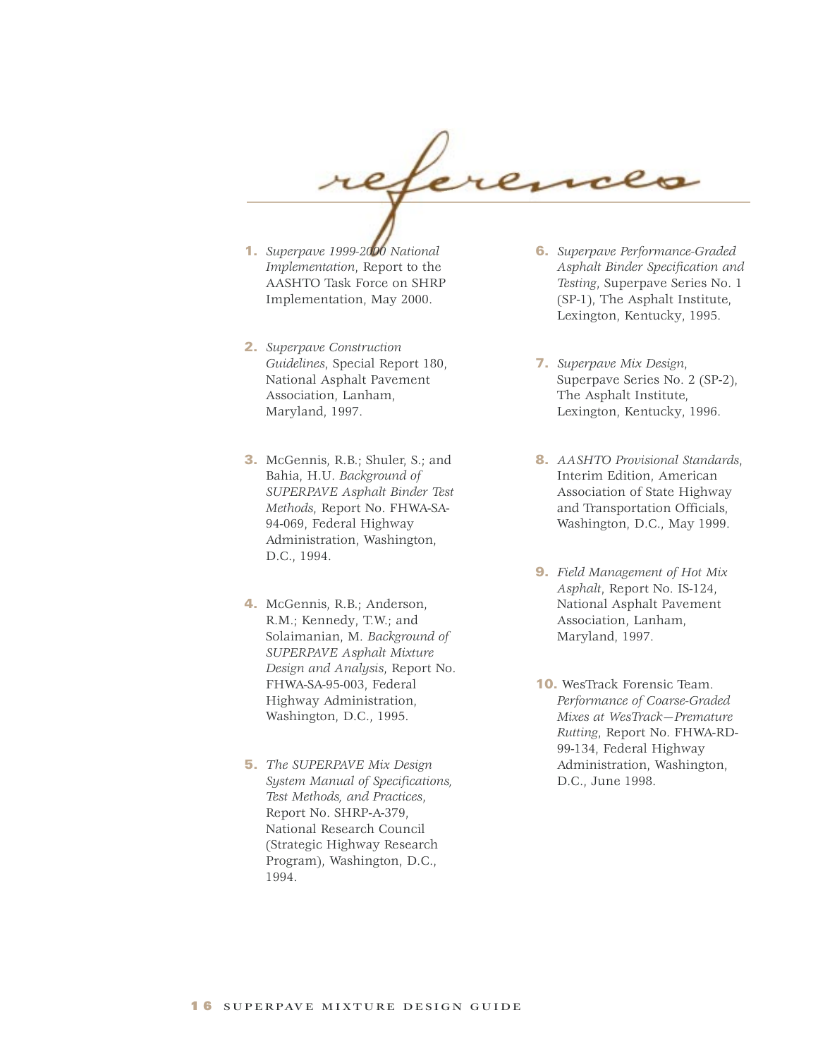# references

1. *Superpave 1999-2000 National Implementation*, Report to the AASHTO Task Force on SHRP Implementation, May 2000.

2. *Superpave Construction Guidelines*, Special Report 180, National Asphalt Pavement Association, Lanham, Maryland, 1997.

3. McGennis, R.B.; Shuler, S.; and Bahia, H.U. *Background of SUPERPAVE Asphalt Binder Test Methods*, Report No. FHWA-SA-94-069, Federal Highway Administration, Washington, D.C., 1994.

4. McGennis, R.B.; Anderson, R.M.; Kennedy, T.W.; and Solaimanian, M. *Background of SUPERPAVE Asphalt Mixture Design and Analysis*, Report No. FHWA-SA-95-003, Federal Highway Administration, Washington, D.C., 1995.

5. *The SUPERPAVE Mix Design System Manual of Specifications, Test Methods, and Practices*, Report No. SHRP-A-379, National Research Council (Strategic Highway Research Program), Washington, D.C., 1994.

6. *Superpave Performance-Graded Asphalt Binder Specification and Testing*, Superpave Series No. 1 (SP-1), The Asphalt Institute, Lexington, Kentucky, 1995.

7. *Superpave Mix Design*, Superpave Series No. 2 (SP-2), The Asphalt Institute, Lexington, Kentucky, 1996.

8. *AASHTO Provisional Standards*, Interim Edition, American Association of State Highway and Transportation Officials, Washington, D.C., May 1999.

9. *Field Management of Hot Mix Asphalt*, Report No. IS-124, National Asphalt Pavement Association, Lanham, Maryland, 1997.

10. WesTrack Forensic Team. *Performance of Coarse-Graded Mixes at WesTrack—Premature Rutting*, Report No. FHWA-RD-99-134, Federal Highway Administration, Washington, D.C., June 1998.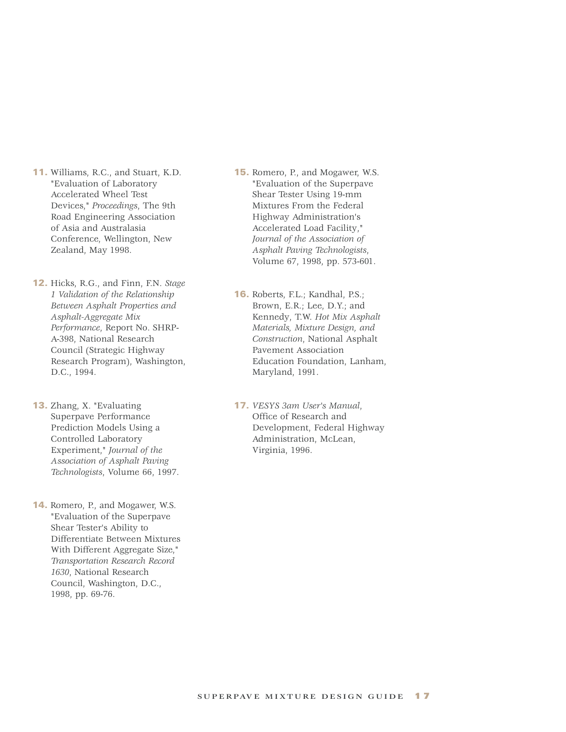11. Williams, R.C., and Stuart, K.D. "Evaluation of Laboratory Accelerated Wheel Test Devices," *Proceedings*, The 9th Road Engineering Association of Asia and Australasia Conference, Wellington, New Zealand, May 1998.

12. Hicks, R.G., and Finn, F.N. *Stage 1 Validation of the Relationship Between Asphalt Properties and Asphalt-Aggregate Mix Performance*, Report No. SHRP-A-398, National Research Council (Strategic Highway Research Program), Washington, D.C., 1994.

13. Zhang, X. "Evaluating Superpave Performance Prediction Models Using a Controlled Laboratory Experiment," *Journal of the Association of Asphalt Paving Technologists*, Volume 66, 1997.

14. Romero, P., and Mogawer, W.S. "Evaluation of the Superpave Shear Tester's Ability to Differentiate Between Mixtures With Different Aggregate Size," *Transportation Research Record 1630,* National Research Council, Washington, D.C., 1998, pp. 69-76.

15. Romero, P., and Mogawer, W.S. "Evaluation of the Superpave Shear Tester Using 19-mm Mixtures From the Federal Highway Administration's Accelerated Load Facility," *Journal of the Association of Asphalt Paving Technologists*, Volume 67, 1998, pp. 573-601.

16. Roberts, F.L.; Kandhal, P.S.; Brown, E.R.; Lee, D.Y.; and Kennedy, T.W. *Hot Mix Asphalt Materials, Mixture Design, and Construction*, National Asphalt Pavement Association Education Foundation, Lanham, Maryland, 1991.

17. *VESYS 3am User's Manual*, Office of Research and Development, Federal Highway Administration, McLean, Virginia, 1996.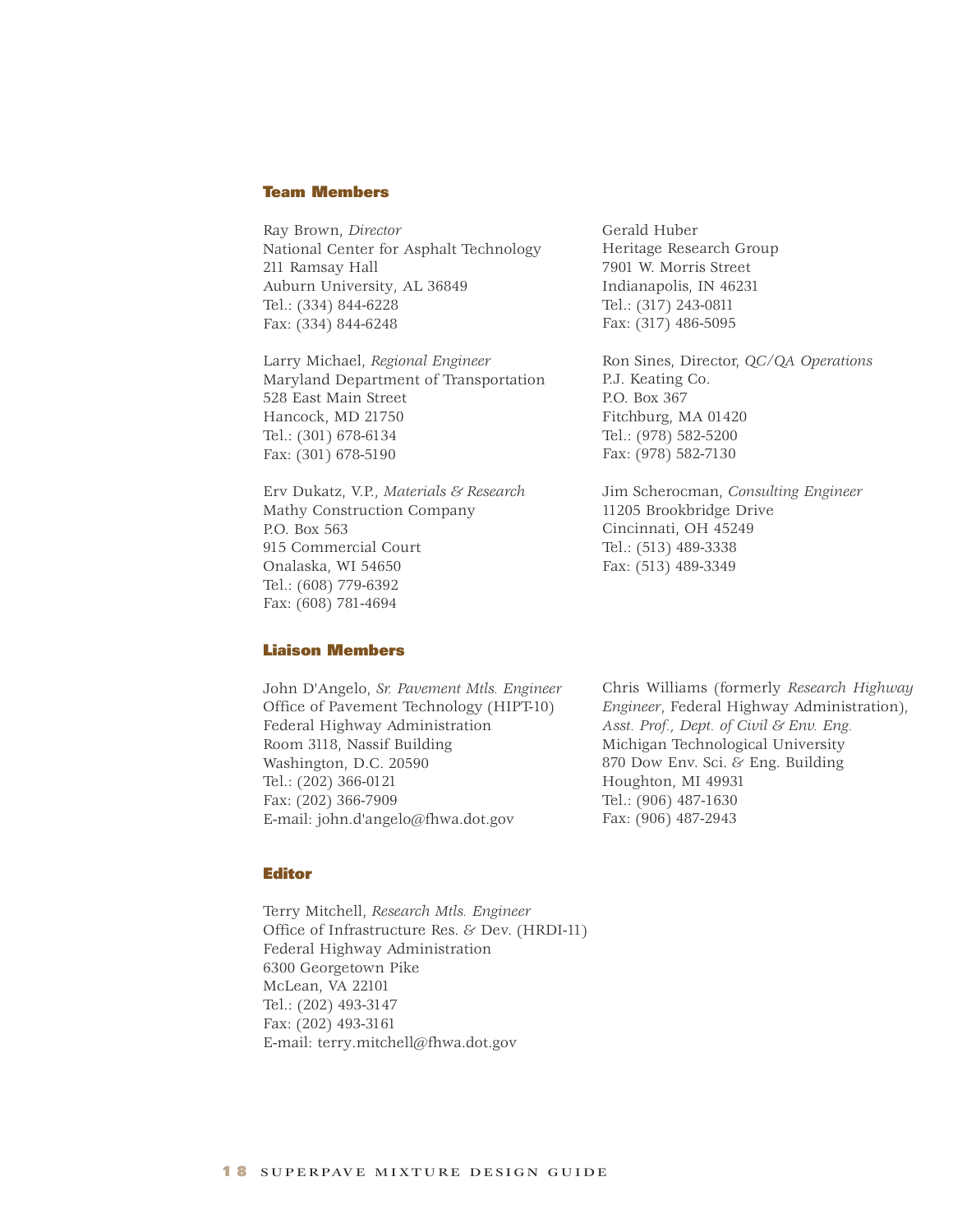## Team Members

Ray Brown, *Director*
National Center for Asphalt Technology
211 Ramsay Hall
Auburn University, AL 36849
Tel.: (334) 844-6228
Fax: (334) 844-6248

Larry Michael, *Regional Engineer*
Maryland Department of Transportation
528 East Main Street
Hancock, MD 21750
Tel.: (301) 678-6134
Fax: (301) 678-5190

Erv Dukatz, V.P., *Materials & Research*
Mathy Construction Company
P.O. Box 563
915 Commercial Court
Onalaska, WI 54650
Tel.: (608) 779-6392
Fax: (608) 781-4694

Gerald Huber
Heritage Research Group
7901 W. Morris Street
Indianapolis, IN 46231
Tel.: (317) 243-0811
Fax: (317) 486-5095

Ron Sines, Director, *QC/QA Operations*
P.J. Keating Co.
P.O. Box 367
Fitchburg, MA 01420
Tel.: (978) 582-5200
Fax: (978) 582-7130

Jim Scherocman, *Consulting Engineer*
11205 Brookbridge Drive
Cincinnati, OH 45249
Tel.: (513) 489-3338
Fax: (513) 489-3349

## Liaison Members

John D'Angelo, *Sr. Pavement Mtls. Engineer*
Office of Pavement Technology (HIPT-10)
Federal Highway Administration
Room 3118, Nassif Building
Washington, D.C. 20590
Tel.: (202) 366-0121
Fax: (202) 366-7909
E-mail: john.d'angelo@fhwa.dot.gov

Chris Williams (formerly *Research Highway Engineer*, Federal Highway Administration),
*Asst. Prof., Dept. of Civil & Env. Eng.*
Michigan Technological University
870 Dow Env. Sci. & Eng. Building
Houghton, MI 49931
Tel.: (906) 487-1630
Fax: (906) 487-2943

## Editor

Terry Mitchell, *Research Mtls. Engineer*
Office of Infrastructure Res. & Dev. (HRDI-11)
Federal Highway Administration
6300 Georgetown Pike
McLean, VA 22101
Tel.: (202) 493-3147
Fax: (202) 493-3161
E-mail: terry.mitchell@fhwa.dot.gov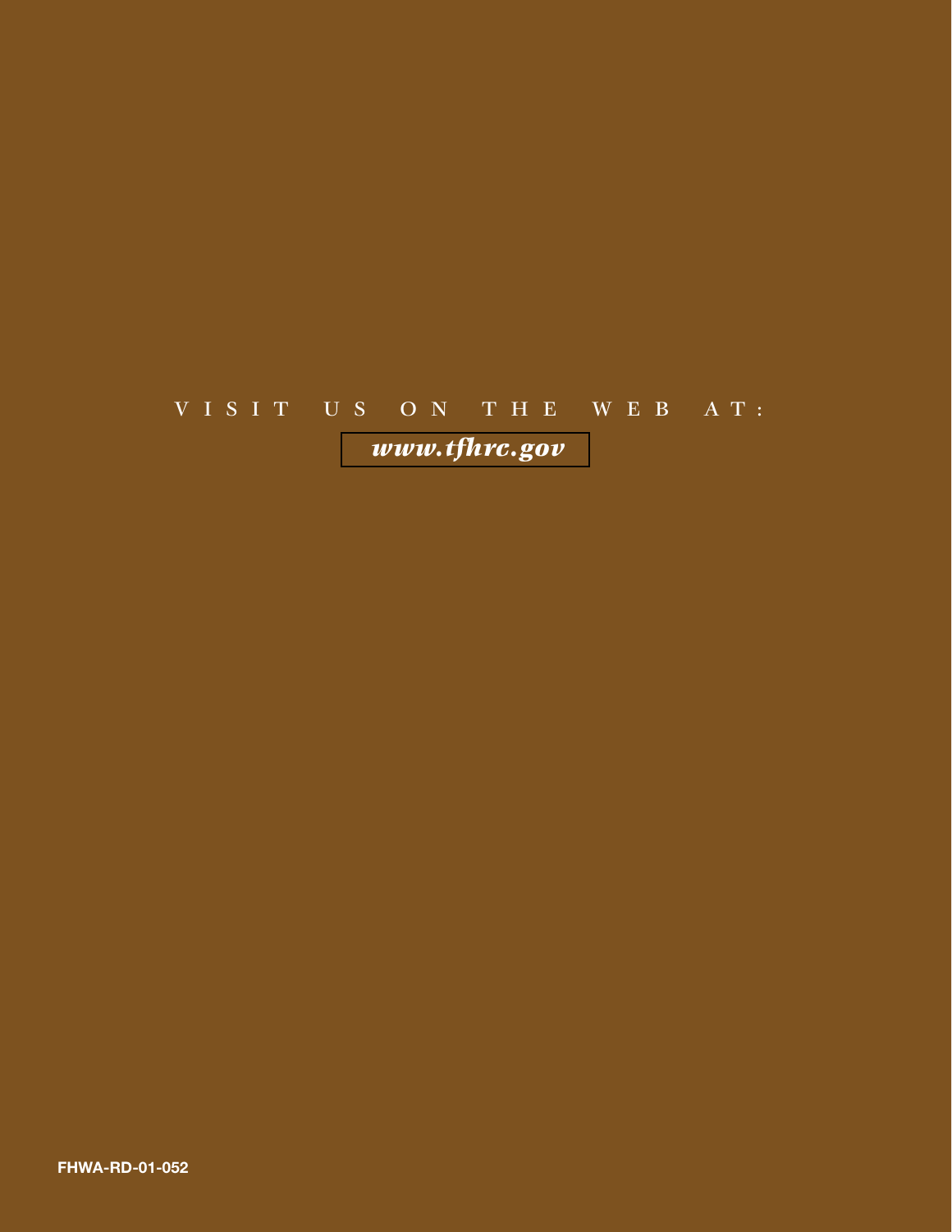VISIT US ON THE WEB AT:

*www.tfhrc.gov*

**FHWA-RD-01-052**